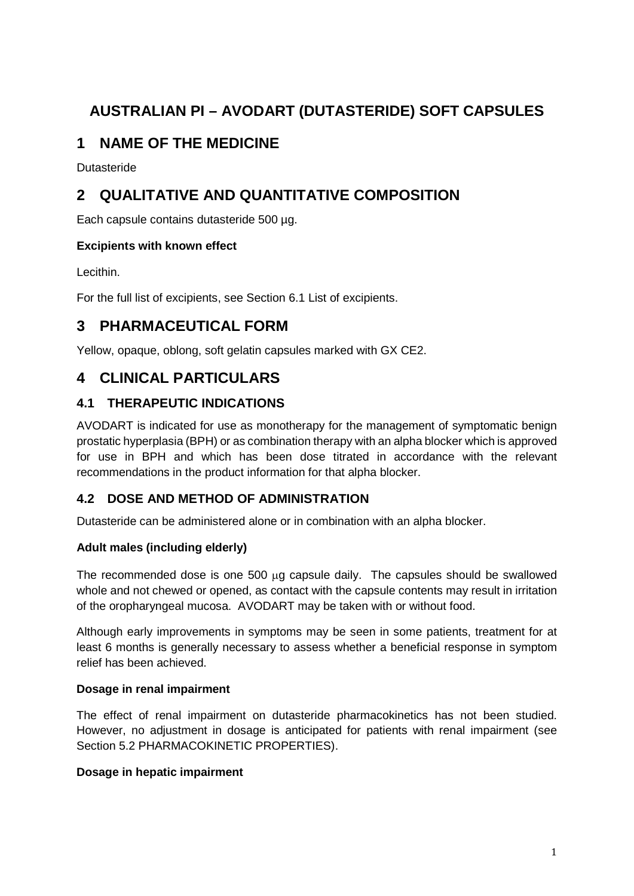# AUSTRALIAN PI – AVODART (DUTASTERIDE) SOFT CAPSULES

## 1 NAME OF THE MEDICINE

Dutasteride

## 2 QUALITATIVE AND QUANTITATIVE COMPOSITION

Each capsule contains dutasteride 500 µg.

**Excipients with known effect**

Lecithin.

For the full list of excipients, see Section 6.1 List of excipients.

## 3 PHARMACEUTICAL FORM

Yellow, opaque, oblong, soft gelatin capsules marked with GX CE2.

## 4 CLINICAL PARTICULARS

### 4.1 THERAPEUTIC INDICATIONS

AVODART is indicated for use as monotherapy for the management of symptomatic benign prostatic hyperplasia (BPH) or as combination therapy with an alpha blocker which is approved for use in BPH and which has been dose titrated in accordance with the relevant recommendations in the product information for that alpha blocker.

### 4.2 DOSE AND METHOD OF ADMINISTRATION

Dutasteride can be administered alone or in combination with an alpha blocker.

**Adult males (including elderly)**

The recommended dose is one 500 µg capsule daily. The capsules should be swallowed whole and not chewed or opened, as contact with the capsule contents may result in irritation of the oropharyngeal mucosa. AVODART may be taken with or without food.

Although early improvements in symptoms may be seen in some patients, treatment for at least 6 months is generally necessary to assess whether a beneficial response in symptom relief has been achieved.

**Dosage in renal impairment**

The effect of renal impairment on dutasteride pharmacokinetics has not been studied. However, no adjustment in dosage is anticipated for patients with renal impairment (see Section 5.2 PHARMACOKINETIC PROPERTIES).

**Dosage in hepatic impairment**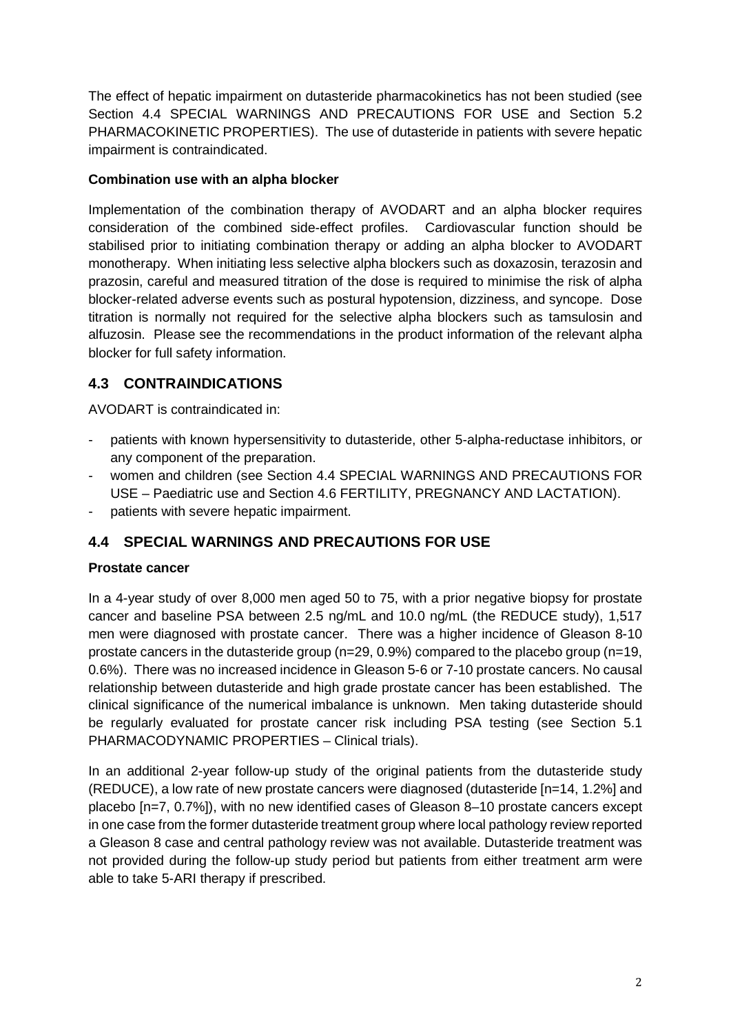The effect of hepatic impairment on dutasteride pharmacokinetics has not been studied (see Section 4.4 SPECIAL WARNINGS AND PRECAUTIONS FOR USE and Section 5.2 PHARMACOKINETIC PROPERTIES). The use of dutasteride in patients with severe hepatic impairment is contraindicated.

**Combination use with an alpha blocker**

Implementation of the combination therapy of AVODART and an alpha blocker requires consideration of the combined side-effect profiles. Cardiovascular function should be stabilised prior to initiating combination therapy or adding an alpha blocker to AVODART monotherapy. When initiating less selective alpha blockers such as doxazosin, terazosin and prazosin, careful and measured titration of the dose is required to minimise the risk of alpha blocker-related adverse events such as postural hypotension, dizziness, and syncope. Dose titration is normally not required for the selective alpha blockers such as tamsulosin and alfuzosin. Please see the recommendations in the product information of the relevant alpha blocker for full safety information.

## 4.3 CONTRAINDICATIONS

AVODART is contraindicated in:

- patients with known hypersensitivity to dutasteride, other 5-alpha-reductase inhibitors, or any component of the preparation.
- women and children (see Section 4.4 SPECIAL WARNINGS AND PRECAUTIONS FOR USE – Paediatric use and Section 4.6 FERTILITY, PREGNANCY AND LACTATION).
- patients with severe hepatic impairment.

## 4.4 SPECIAL WARNINGS AND PRECAUTIONS FOR USE

**Prostate cancer**

In a 4-year study of over 8,000 men aged 50 to 75, with a prior negative biopsy for prostate cancer and baseline PSA between 2.5 ng/mL and 10.0 ng/mL (the REDUCE study), 1,517 men were diagnosed with prostate cancer. There was a higher incidence of Gleason 8-10 prostate cancers in the dutasteride group (n=29, 0.9%) compared to the placebo group (n=19, 0.6%). There was no increased incidence in Gleason 5-6 or 7-10 prostate cancers. No causal relationship between dutasteride and high grade prostate cancer has been established. The clinical significance of the numerical imbalance is unknown. Men taking dutasteride should be regularly evaluated for prostate cancer risk including PSA testing (see Section 5.1 PHARMACODYNAMIC PROPERTIES – Clinical trials).

In an additional 2-year follow-up study of the original patients from the dutasteride study (REDUCE), a low rate of new prostate cancers were diagnosed (dutasteride [n=14, 1.2%] and placebo [n=7, 0.7%]), with no new identified cases of Gleason 8–10 prostate cancers except in one case from the former dutasteride treatment group where local pathology review reported a Gleason 8 case and central pathology review was not available. Dutasteride treatment was not provided during the follow-up study period but patients from either treatment arm were able to take 5-ARI therapy if prescribed.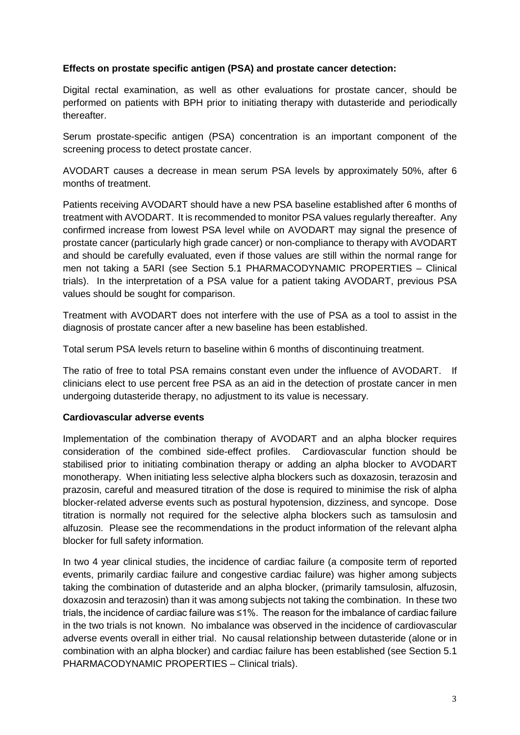**Effects on prostate specific antigen (PSA) and prostate cancer detection:**

Digital rectal examination, as well as other evaluations for prostate cancer, should be performed on patients with BPH prior to initiating therapy with dutasteride and periodically thereafter.

Serum prostate-specific antigen (PSA) concentration is an important component of the screening process to detect prostate cancer.

AVODART causes a decrease in mean serum PSA levels by approximately 50%, after 6 months of treatment.

Patients receiving AVODART should have a new PSA baseline established after 6 months of treatment with AVODART. It is recommended to monitor PSA values regularly thereafter. Any confirmed increase from lowest PSA level while on AVODART may signal the presence of prostate cancer (particularly high grade cancer) or non-compliance to therapy with AVODART and should be carefully evaluated, even if those values are still within the normal range for men not taking a 5ARI (see Section 5.1 PHARMACODYNAMIC PROPERTIES – Clinical trials). In the interpretation of a PSA value for a patient taking AVODART, previous PSA values should be sought for comparison.

Treatment with AVODART does not interfere with the use of PSA as a tool to assist in the diagnosis of prostate cancer after a new baseline has been established.

Total serum PSA levels return to baseline within 6 months of discontinuing treatment.

The ratio of free to total PSA remains constant even under the influence of AVODART. If clinicians elect to use percent free PSA as an aid in the detection of prostate cancer in men undergoing dutasteride therapy, no adjustment to its value is necessary.

**Cardiovascular adverse events**

Implementation of the combination therapy of AVODART and an alpha blocker requires consideration of the combined side-effect profiles. Cardiovascular function should be stabilised prior to initiating combination therapy or adding an alpha blocker to AVODART monotherapy. When initiating less selective alpha blockers such as doxazosin, terazosin and prazosin, careful and measured titration of the dose is required to minimise the risk of alpha blocker-related adverse events such as postural hypotension, dizziness, and syncope. Dose titration is normally not required for the selective alpha blockers such as tamsulosin and alfuzosin. Please see the recommendations in the product information of the relevant alpha blocker for full safety information.

In two 4 year clinical studies, the incidence of cardiac failure (a composite term of reported events, primarily cardiac failure and congestive cardiac failure) was higher among subjects taking the combination of dutasteride and an alpha blocker, (primarily tamsulosin, alfuzosin, doxazosin and terazosin) than it was among subjects not taking the combination. In these two trials, the incidence of cardiac failure was ≤1%. The reason for the imbalance of cardiac failure in the two trials is not known. No imbalance was observed in the incidence of cardiovascular adverse events overall in either trial. No causal relationship between dutasteride (alone or in combination with an alpha blocker) and cardiac failure has been established (see Section 5.1 PHARMACODYNAMIC PROPERTIES – Clinical trials).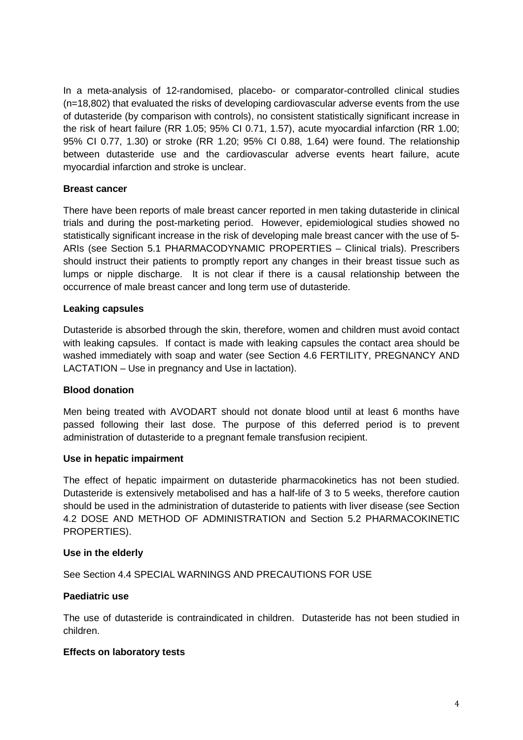In a meta-analysis of 12-randomised, placebo- or comparator-controlled clinical studies (n=18,802) that evaluated the risks of developing cardiovascular adverse events from the use of dutasteride (by comparison with controls), no consistent statistically significant increase in the risk of heart failure (RR 1.05; 95% CI 0.71, 1.57), acute myocardial infarction (RR 1.00; 95% CI 0.77, 1.30) or stroke (RR 1.20; 95% CI 0.88, 1.64) were found. The relationship between dutasteride use and the cardiovascular adverse events heart failure, acute myocardial infarction and stroke is unclear.

**Breast cancer**

There have been reports of male breast cancer reported in men taking dutasteride in clinical trials and during the post-marketing period. However, epidemiological studies showed no statistically significant increase in the risk of developing male breast cancer with the use of 5-ARIs (see Section 5.1 PHARMACODYNAMIC PROPERTIES – Clinical trials). Prescribers should instruct their patients to promptly report any changes in their breast tissue such as lumps or nipple discharge. It is not clear if there is a causal relationship between the occurrence of male breast cancer and long term use of dutasteride.

**Leaking capsules**

Dutasteride is absorbed through the skin, therefore, women and children must avoid contact with leaking capsules. If contact is made with leaking capsules the contact area should be washed immediately with soap and water (see Section 4.6 FERTILITY, PREGNANCY AND LACTATION – Use in pregnancy and Use in lactation).

**Blood donation**

Men being treated with AVODART should not donate blood until at least 6 months have passed following their last dose. The purpose of this deferred period is to prevent administration of dutasteride to a pregnant female transfusion recipient.

**Use in hepatic impairment**

The effect of hepatic impairment on dutasteride pharmacokinetics has not been studied. Dutasteride is extensively metabolised and has a half-life of 3 to 5 weeks, therefore caution should be used in the administration of dutasteride to patients with liver disease (see Section 4.2 DOSE AND METHOD OF ADMINISTRATION and Section 5.2 PHARMACOKINETIC PROPERTIES).

**Use in the elderly**

See Section 4.4 SPECIAL WARNINGS AND PRECAUTIONS FOR USE

**Paediatric use**

The use of dutasteride is contraindicated in children. Dutasteride has not been studied in children.

**Effects on laboratory tests**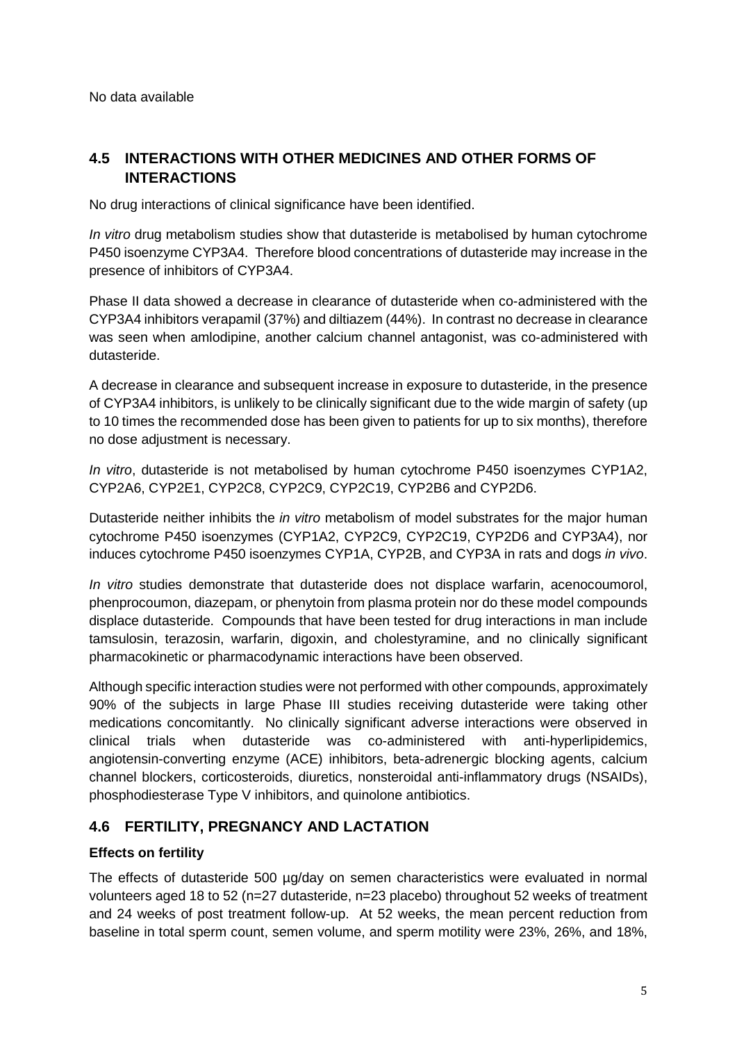No data available

## 4.5 INTERACTIONS WITH OTHER MEDICINES AND OTHER FORMS OF INTERACTIONS

No drug interactions of clinical significance have been identified.

*In vitro* drug metabolism studies show that dutasteride is metabolised by human cytochrome P450 isoenzyme CYP3A4. Therefore blood concentrations of dutasteride may increase in the presence of inhibitors of CYP3A4.

Phase II data showed a decrease in clearance of dutasteride when co-administered with the CYP3A4 inhibitors verapamil (37%) and diltiazem (44%). In contrast no decrease in clearance was seen when amlodipine, another calcium channel antagonist, was co-administered with dutasteride.

A decrease in clearance and subsequent increase in exposure to dutasteride, in the presence of CYP3A4 inhibitors, is unlikely to be clinically significant due to the wide margin of safety (up to 10 times the recommended dose has been given to patients for up to six months), therefore no dose adjustment is necessary.

*In vitro*, dutasteride is not metabolised by human cytochrome P450 isoenzymes CYP1A2, CYP2A6, CYP2E1, CYP2C8, CYP2C9, CYP2C19, CYP2B6 and CYP2D6.

Dutasteride neither inhibits the *in vitro* metabolism of model substrates for the major human cytochrome P450 isoenzymes (CYP1A2, CYP2C9, CYP2C19, CYP2D6 and CYP3A4), nor induces cytochrome P450 isoenzymes CYP1A, CYP2B, and CYP3A in rats and dogs *in vivo*.

*In vitro* studies demonstrate that dutasteride does not displace warfarin, acenocoumorol, phenprocoumon, diazepam, or phenytoin from plasma protein nor do these model compounds displace dutasteride. Compounds that have been tested for drug interactions in man include tamsulosin, terazosin, warfarin, digoxin, and cholestyramine, and no clinically significant pharmacokinetic or pharmacodynamic interactions have been observed.

Although specific interaction studies were not performed with other compounds, approximately 90% of the subjects in large Phase III studies receiving dutasteride were taking other medications concomitantly. No clinically significant adverse interactions were observed in clinical trials when dutasteride was co-administered with anti-hyperlipidemics, angiotensin-converting enzyme (ACE) inhibitors, beta-adrenergic blocking agents, calcium channel blockers, corticosteroids, diuretics, nonsteroidal anti-inflammatory drugs (NSAIDs), phosphodiesterase Type V inhibitors, and quinolone antibiotics.

## 4.6 FERTILITY, PREGNANCY AND LACTATION

**Effects on fertility**

The effects of dutasteride 500 µg/day on semen characteristics were evaluated in normal volunteers aged 18 to 52 (n=27 dutasteride, n=23 placebo) throughout 52 weeks of treatment and 24 weeks of post treatment follow-up. At 52 weeks, the mean percent reduction from baseline in total sperm count, semen volume, and sperm motility were 23%, 26%, and 18%,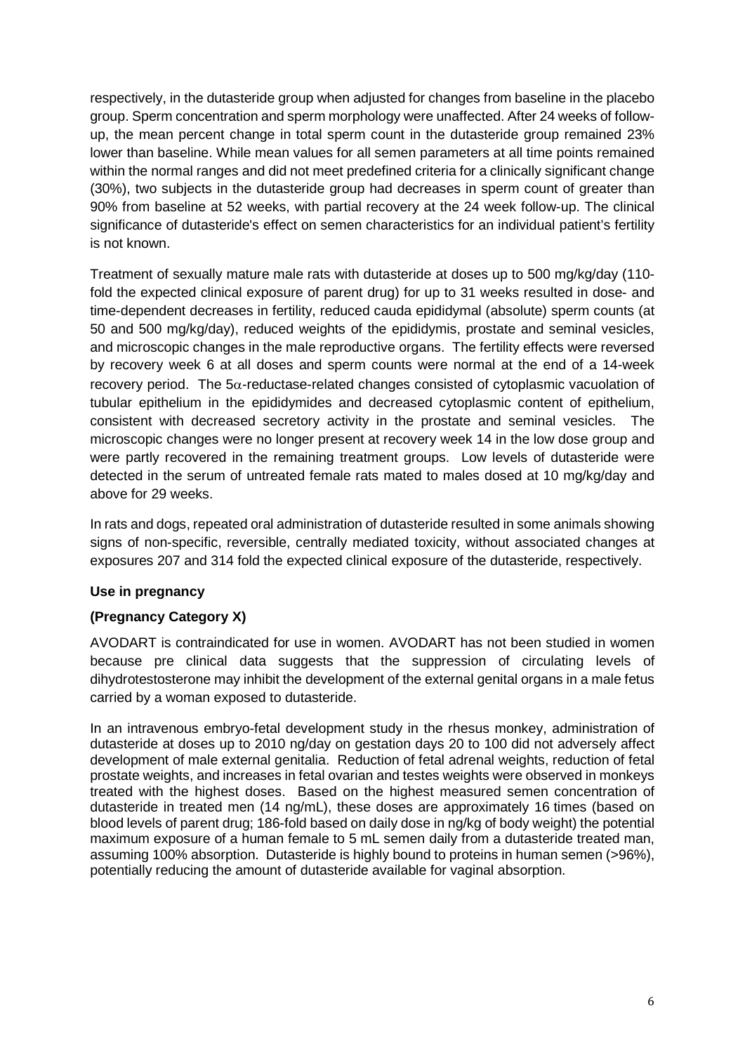respectively, in the dutasteride group when adjusted for changes from baseline in the placebo group. Sperm concentration and sperm morphology were unaffected. After 24 weeks of follow-up, the mean percent change in total sperm count in the dutasteride group remained 23% lower than baseline. While mean values for all semen parameters at all time points remained within the normal ranges and did not meet predefined criteria for a clinically significant change (30%), two subjects in the dutasteride group had decreases in sperm count of greater than 90% from baseline at 52 weeks, with partial recovery at the 24 week follow-up. The clinical significance of dutasteride's effect on semen characteristics for an individual patient's fertility is not known.

Treatment of sexually mature male rats with dutasteride at doses up to 500 mg/kg/day (110-fold the expected clinical exposure of parent drug) for up to 31 weeks resulted in dose- and time-dependent decreases in fertility, reduced cauda epididymal (absolute) sperm counts (at 50 and 500 mg/kg/day), reduced weights of the epididymis, prostate and seminal vesicles, and microscopic changes in the male reproductive organs. The fertility effects were reversed by recovery week 6 at all doses and sperm counts were normal at the end of a 14-week recovery period. The 5$\alpha$-reductase-related changes consisted of cytoplasmic vacuolation of tubular epithelium in the epididymides and decreased cytoplasmic content of epithelium, consistent with decreased secretory activity in the prostate and seminal vesicles. The microscopic changes were no longer present at recovery week 14 in the low dose group and were partly recovered in the remaining treatment groups. Low levels of dutasteride were detected in the serum of untreated female rats mated to males dosed at 10 mg/kg/day and above for 29 weeks.

In rats and dogs, repeated oral administration of dutasteride resulted in some animals showing signs of non-specific, reversible, centrally mediated toxicity, without associated changes at exposures 207 and 314 fold the expected clinical exposure of the dutasteride, respectively.

**Use in pregnancy**

**(Pregnancy Category X)**

AVODART is contraindicated for use in women. AVODART has not been studied in women because pre clinical data suggests that the suppression of circulating levels of dihydrotestosterone may inhibit the development of the external genital organs in a male fetus carried by a woman exposed to dutasteride.

In an intravenous embryo-fetal development study in the rhesus monkey, administration of dutasteride at doses up to 2010 ng/day on gestation days 20 to 100 did not adversely affect development of male external genitalia. Reduction of fetal adrenal weights, reduction of fetal prostate weights, and increases in fetal ovarian and testes weights were observed in monkeys treated with the highest doses. Based on the highest measured semen concentration of dutasteride in treated men (14 ng/mL), these doses are approximately 16 times (based on blood levels of parent drug; 186-fold based on daily dose in ng/kg of body weight) the potential maximum exposure of a human female to 5 mL semen daily from a dutasteride treated man, assuming 100% absorption. Dutasteride is highly bound to proteins in human semen (>96%), potentially reducing the amount of dutasteride available for vaginal absorption.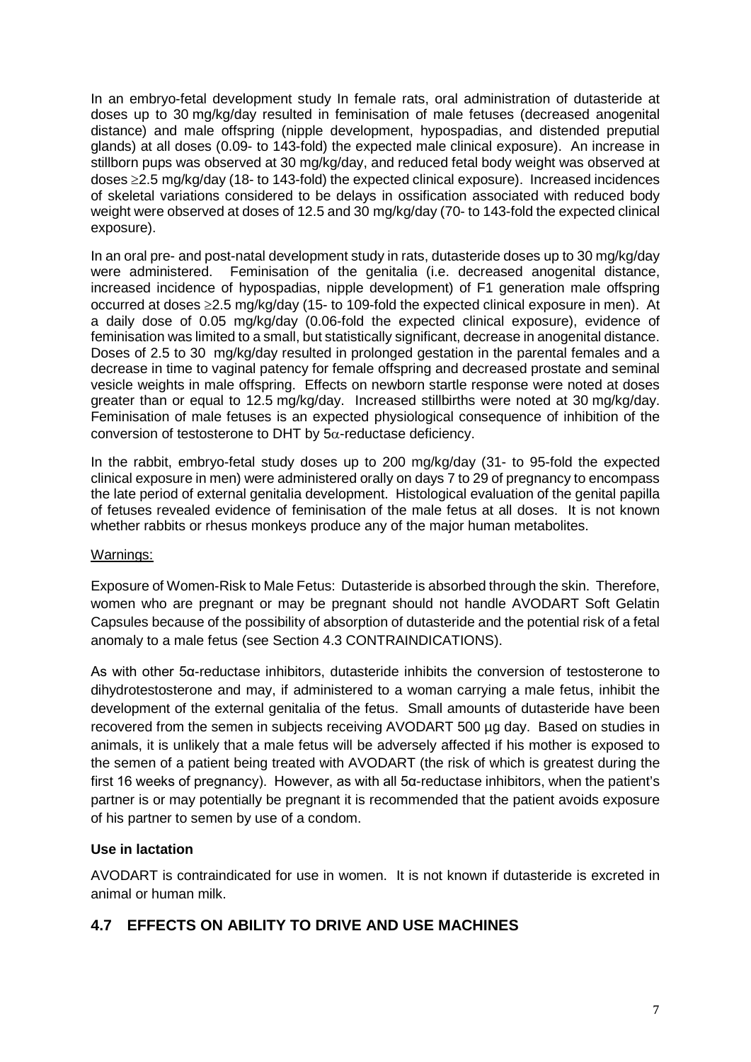In an embryo-fetal development study In female rats, oral administration of dutasteride at doses up to 30 mg/kg/day resulted in feminisation of male fetuses (decreased anogenital distance) and male offspring (nipple development, hypospadias, and distended preputial glands) at all doses (0.09- to 143-fold) the expected male clinical exposure). An increase in stillborn pups was observed at 30 mg/kg/day, and reduced fetal body weight was observed at doses ≥2.5 mg/kg/day (18- to 143-fold) the expected clinical exposure). Increased incidences of skeletal variations considered to be delays in ossification associated with reduced body weight were observed at doses of 12.5 and 30 mg/kg/day (70- to 143-fold the expected clinical exposure).

In an oral pre- and post-natal development study in rats, dutasteride doses up to 30 mg/kg/day were administered. Feminisation of the genitalia (i.e. decreased anogenital distance, increased incidence of hypospadias, nipple development) of F1 generation male offspring occurred at doses ≥2.5 mg/kg/day (15- to 109-fold the expected clinical exposure in men). At a daily dose of 0.05 mg/kg/day (0.06-fold the expected clinical exposure), evidence of feminisation was limited to a small, but statistically significant, decrease in anogenital distance. Doses of 2.5 to 30 mg/kg/day resulted in prolonged gestation in the parental females and a decrease in time to vaginal patency for female offspring and decreased prostate and seminal vesicle weights in male offspring. Effects on newborn startle response were noted at doses greater than or equal to 12.5 mg/kg/day. Increased stillbirths were noted at 30 mg/kg/day. Feminisation of male fetuses is an expected physiological consequence of inhibition of the conversion of testosterone to DHT by 5α-reductase deficiency.

In the rabbit, embryo-fetal study doses up to 200 mg/kg/day (31- to 95-fold the expected clinical exposure in men) were administered orally on days 7 to 29 of pregnancy to encompass the late period of external genitalia development. Histological evaluation of the genital papilla of fetuses revealed evidence of feminisation of the male fetus at all doses. It is not known whether rabbits or rhesus monkeys produce any of the major human metabolites.

<u>Warnings:</u>

Exposure of Women-Risk to Male Fetus: Dutasteride is absorbed through the skin. Therefore, women who are pregnant or may be pregnant should not handle AVODART Soft Gelatin Capsules because of the possibility of absorption of dutasteride and the potential risk of a fetal anomaly to a male fetus (see Section 4.3 CONTRAINDICATIONS).

As with other 5α-reductase inhibitors, dutasteride inhibits the conversion of testosterone to dihydrotestosterone and may, if administered to a woman carrying a male fetus, inhibit the development of the external genitalia of the fetus. Small amounts of dutasteride have been recovered from the semen in subjects receiving AVODART 500 µg day. Based on studies in animals, it is unlikely that a male fetus will be adversely affected if his mother is exposed to the semen of a patient being treated with AVODART (the risk of which is greatest during the first 16 weeks of pregnancy). However, as with all 5α-reductase inhibitors, when the patient's partner is or may potentially be pregnant it is recommended that the patient avoids exposure of his partner to semen by use of a condom.

**Use in lactation**

AVODART is contraindicated for use in women. It is not known if dutasteride is excreted in animal or human milk.

## 4.7 EFFECTS ON ABILITY TO DRIVE AND USE MACHINES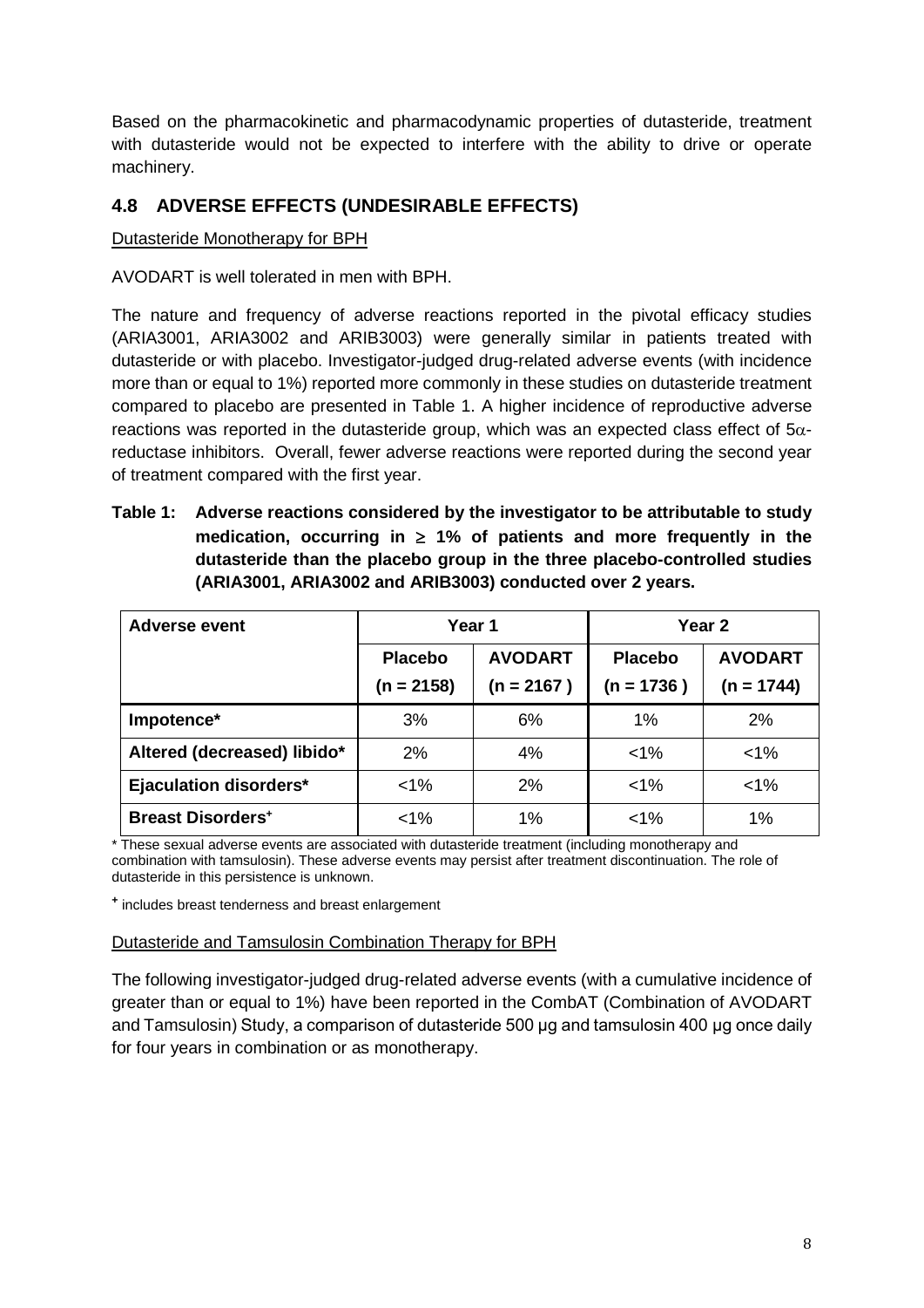Based on the pharmacokinetic and pharmacodynamic properties of dutasteride, treatment with dutasteride would not be expected to interfere with the ability to drive or operate machinery.

## 4.8 ADVERSE EFFECTS (UNDESIRABLE EFFECTS)

Dutasteride Monotherapy for BPH

AVODART is well tolerated in men with BPH.

The nature and frequency of adverse reactions reported in the pivotal efficacy studies (ARIA3001, ARIA3002 and ARIB3003) were generally similar in patients treated with dutasteride or with placebo. Investigator-judged drug-related adverse events (with incidence more than or equal to 1%) reported more commonly in these studies on dutasteride treatment compared to placebo are presented in Table 1. A higher incidence of reproductive adverse reactions was reported in the dutasteride group, which was an expected class effect of 5$\alpha$-reductase inhibitors. Overall, fewer adverse reactions were reported during the second year of treatment compared with the first year.

**Table 1: Adverse reactions considered by the investigator to be attributable to study medication, occurring in ≥ 1% of patients and more frequently in the dutasteride than the placebo group in the three placebo-controlled studies (ARIA3001, ARIA3002 and ARIB3003) conducted over 2 years.**

| Adverse event | Year 1 | | Year 2 | |
|---|---|---|---|---|
| | Placebo (n = 2158) | AVODART (n = 2167 ) | Placebo (n = 1736 ) | AVODART (n = 1744) |
| **Impotence*** | 3% | 6% | 1% | 2% |
| **Altered (decreased) libido*** | 2% | 4% | <1% | <1% |
| **Ejaculation disorders*** | <1% | 2% | <1% | <1% |
| **Breast Disorders⁺** | <1% | 1% | <1% | 1% |

\* These sexual adverse events are associated with dutasteride treatment (including monotherapy and combination with tamsulosin). These adverse events may persist after treatment discontinuation. The role of dutasteride in this persistence is unknown.

⁺ includes breast tenderness and breast enlargement

Dutasteride and Tamsulosin Combination Therapy for BPH

The following investigator-judged drug-related adverse events (with a cumulative incidence of greater than or equal to 1%) have been reported in the CombAT (Combination of AVODART and Tamsulosin) Study, a comparison of dutasteride 500 µg and tamsulosin 400 µg once daily for four years in combination or as monotherapy.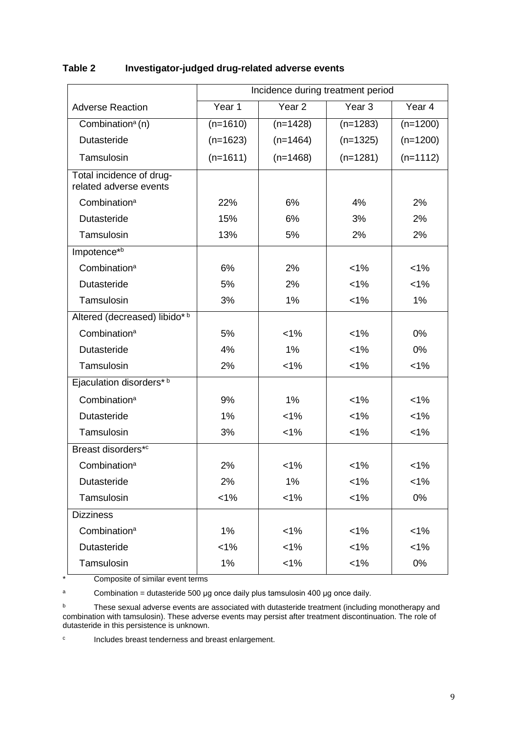**Table 2 Investigator-judged drug-related adverse events**

| | Incidence during treatment period | | | |
|---|---|---|---|---|
| Adverse Reaction | Year 1 | Year 2 | Year 3 | Year 4 |
| Combination[a] (n) | (n=1610) | (n=1428) | (n=1283) | (n=1200) |
| Dutasteride | (n=1623) | (n=1464) | (n=1325) | (n=1200) |
| Tamsulosin | (n=1611) | (n=1468) | (n=1281) | (n=1112) |
| Total incidence of drug-related adverse events | | | | |
| Combination[a] | 22% | 6% | 4% | 2% |
| Dutasteride | 15% | 6% | 3% | 2% |
| Tamsulosin | 13% | 5% | 2% | 2% |
| Impotence*[b] | | | | |
| Combination[a] | 6% | 2% | <1% | <1% |
| Dutasteride | 5% | 2% | <1% | <1% |
| Tamsulosin | 3% | 1% | <1% | 1% |
| Altered (decreased) libido*[b] | | | | |
| Combination[a] | 5% | <1% | <1% | 0% |
| Dutasteride | 4% | 1% | <1% | 0% |
| Tamsulosin | 2% | <1% | <1% | <1% |
| Ejaculation disorders*[b] | | | | |
| Combination[a] | 9% | 1% | <1% | <1% |
| Dutasteride | 1% | <1% | <1% | <1% |
| Tamsulosin | 3% | <1% | <1% | <1% |
| Breast disorders*[c] | | | | |
| Combination[a] | 2% | <1% | <1% | <1% |
| Dutasteride | 2% | 1% | <1% | <1% |
| Tamsulosin | <1% | <1% | <1% | 0% |
| Dizziness | | | | |
| Combination[a] | 1% | <1% | <1% | <1% |
| Dutasteride | <1% | <1% | <1% | <1% |
| Tamsulosin | 1% | <1% | <1% | 0% |

\* Composite of similar event terms

[a] Combination = dutasteride 500 µg once daily plus tamsulosin 400 µg once daily.

[b] These sexual adverse events are associated with dutasteride treatment (including monotherapy and combination with tamsulosin). These adverse events may persist after treatment discontinuation. The role of dutasteride in this persistence is unknown.

[c] Includes breast tenderness and breast enlargement.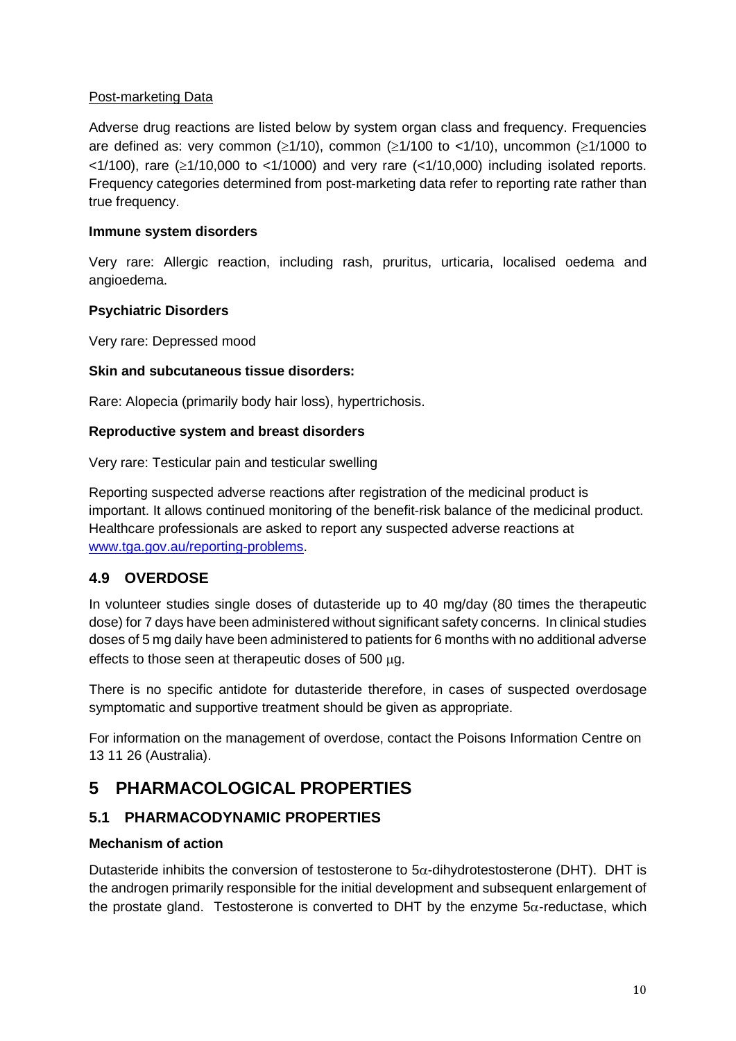Post-marketing Data

Adverse drug reactions are listed below by system organ class and frequency. Frequencies are defined as: very common ($\geq$1/10), common ($\geq$1/100 to <1/10), uncommon ($\geq$1/1000 to <1/100), rare ($\geq$1/10,000 to <1/1000) and very rare (<1/10,000) including isolated reports. Frequency categories determined from post-marketing data refer to reporting rate rather than true frequency.

**Immune system disorders**

Very rare: Allergic reaction, including rash, pruritus, urticaria, localised oedema and angioedema.

**Psychiatric Disorders**

Very rare: Depressed mood

**Skin and subcutaneous tissue disorders:**

Rare: Alopecia (primarily body hair loss), hypertrichosis.

**Reproductive system and breast disorders**

Very rare: Testicular pain and testicular swelling

Reporting suspected adverse reactions after registration of the medicinal product is important. It allows continued monitoring of the benefit-risk balance of the medicinal product. Healthcare professionals are asked to report any suspected adverse reactions at www.tga.gov.au/reporting-problems.

## 4.9 OVERDOSE

In volunteer studies single doses of dutasteride up to 40 mg/day (80 times the therapeutic dose) for 7 days have been administered without significant safety concerns. In clinical studies doses of 5 mg daily have been administered to patients for 6 months with no additional adverse effects to those seen at therapeutic doses of 500 μg.

There is no specific antidote for dutasteride therefore, in cases of suspected overdosage symptomatic and supportive treatment should be given as appropriate.

For information on the management of overdose, contact the Poisons Information Centre on 13 11 26 (Australia).

# 5 PHARMACOLOGICAL PROPERTIES

## 5.1 PHARMACODYNAMIC PROPERTIES

**Mechanism of action**

Dutasteride inhibits the conversion of testosterone to $5\alpha$-dihydrotestosterone (DHT). DHT is the androgen primarily responsible for the initial development and subsequent enlargement of the prostate gland. Testosterone is converted to DHT by the enzyme $5\alpha$-reductase, which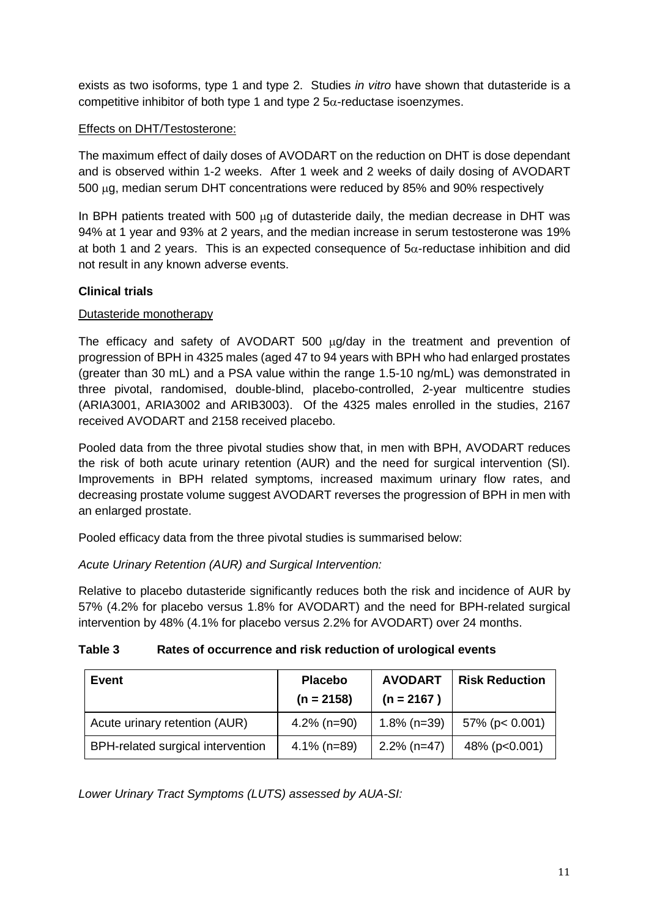exists as two isoforms, type 1 and type 2. Studies *in vitro* have shown that dutasteride is a competitive inhibitor of both type 1 and type 2 5α-reductase isoenzymes.

Effects on DHT/Testosterone:

The maximum effect of daily doses of AVODART on the reduction on DHT is dose dependant and is observed within 1-2 weeks. After 1 week and 2 weeks of daily dosing of AVODART 500 μg, median serum DHT concentrations were reduced by 85% and 90% respectively

In BPH patients treated with 500 μg of dutasteride daily, the median decrease in DHT was 94% at 1 year and 93% at 2 years, and the median increase in serum testosterone was 19% at both 1 and 2 years. This is an expected consequence of 5α-reductase inhibition and did not result in any known adverse events.

**Clinical trials**

Dutasteride monotherapy

The efficacy and safety of AVODART 500 μg/day in the treatment and prevention of progression of BPH in 4325 males (aged 47 to 94 years with BPH who had enlarged prostates (greater than 30 mL) and a PSA value within the range 1.5-10 ng/mL) was demonstrated in three pivotal, randomised, double-blind, placebo-controlled, 2-year multicentre studies (ARIA3001, ARIA3002 and ARIB3003). Of the 4325 males enrolled in the studies, 2167 received AVODART and 2158 received placebo.

Pooled data from the three pivotal studies show that, in men with BPH, AVODART reduces the risk of both acute urinary retention (AUR) and the need for surgical intervention (SI). Improvements in BPH related symptoms, increased maximum urinary flow rates, and decreasing prostate volume suggest AVODART reverses the progression of BPH in men with an enlarged prostate.

Pooled efficacy data from the three pivotal studies is summarised below:

*Acute Urinary Retention (AUR) and Surgical Intervention:*

Relative to placebo dutasteride significantly reduces both the risk and incidence of AUR by 57% (4.2% for placebo versus 1.8% for AVODART) and the need for BPH-related surgical intervention by 48% (4.1% for placebo versus 2.2% for AVODART) over 24 months.

**Table 3 Rates of occurrence and risk reduction of urological events**

| Event | Placebo (n = 2158) | AVODART (n = 2167 ) | Risk Reduction |
|---|---|---|---|
| Acute urinary retention (AUR) | 4.2% (n=90) | 1.8% (n=39) | 57% ($p < 0.001$) |
| BPH-related surgical intervention | 4.1% (n=89) | 2.2% (n=47) | 48% ($p<0.001$) |

*Lower Urinary Tract Symptoms (LUTS) assessed by AUA-SI:*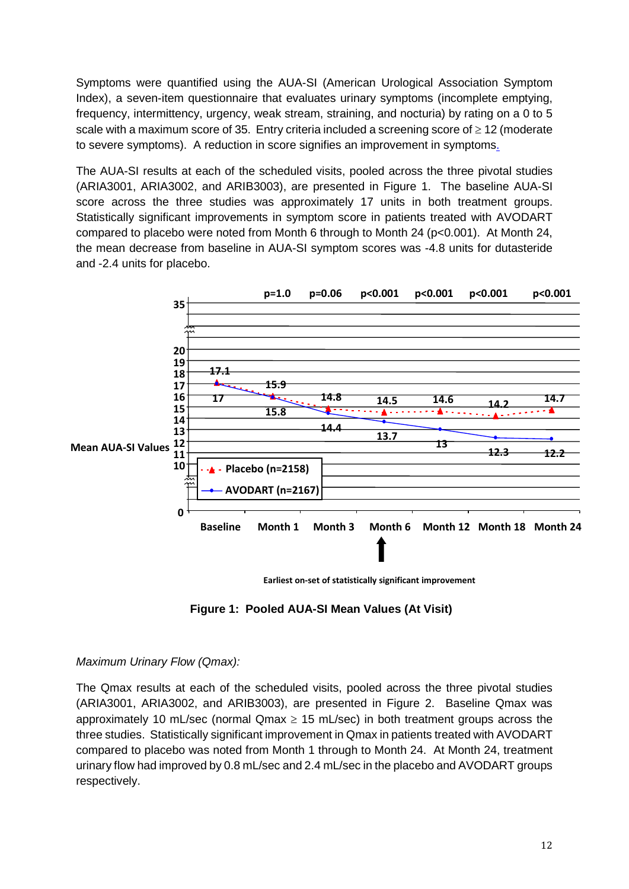Symptoms were quantified using the AUA-SI (American Urological Association Symptom Index), a seven-item questionnaire that evaluates urinary symptoms (incomplete emptying, frequency, intermittency, urgency, weak stream, straining, and nocturia) by rating on a 0 to 5 scale with a maximum score of 35. Entry criteria included a screening score of ≥ 12 (moderate to severe symptoms). A reduction in score signifies an improvement in symptoms.

The AUA-SI results at each of the scheduled visits, pooled across the three pivotal studies (ARIA3001, ARIA3002, and ARIB3003), are presented in Figure 1. The baseline AUA-SI score across the three studies was approximately 17 units in both treatment groups. Statistically significant improvements in symptom score in patients treated with AVODART compared to placebo were noted from Month 6 through to Month 24 ($p<0.001$). At Month 24, the mean decrease from baseline in AUA-SI symptom scores was -4.8 units for dutasteride and -2.4 units for placebo.

| Mean AUA-SI Values | Baseline | Month 1 | Month 3 | Month 6 | Month 12 | Month 18 | Month 24 |
|---|---|---|---|---|---|---|---|
| p-value | | p=1.0 | p=0.06 | p<0.001 | p<0.001 | p<0.001 | p<0.001 |
| Placebo (n=2158) | 17.1 | 15.9 | 14.8 | 14.5 | 14.6 | 14.2 | 14.7 |
| AVODART (n=2167) | 17 | 15.8 | 14.4 | 13.7 | 13 | 12.3 | 12.2 |

Earliest on-set of statistically significant improvement (Month 6)

**Figure 1: Pooled AUA-SI Mean Values (At Visit)**

*Maximum Urinary Flow (Qmax):*

The Qmax results at each of the scheduled visits, pooled across the three pivotal studies (ARIA3001, ARIA3002, and ARIB3003), are presented in Figure 2. Baseline Qmax was approximately 10 mL/sec (normal Qmax ≥ 15 mL/sec) in both treatment groups across the three studies. Statistically significant improvement in Qmax in patients treated with AVODART compared to placebo was noted from Month 1 through to Month 24. At Month 24, treatment urinary flow had improved by 0.8 mL/sec and 2.4 mL/sec in the placebo and AVODART groups respectively.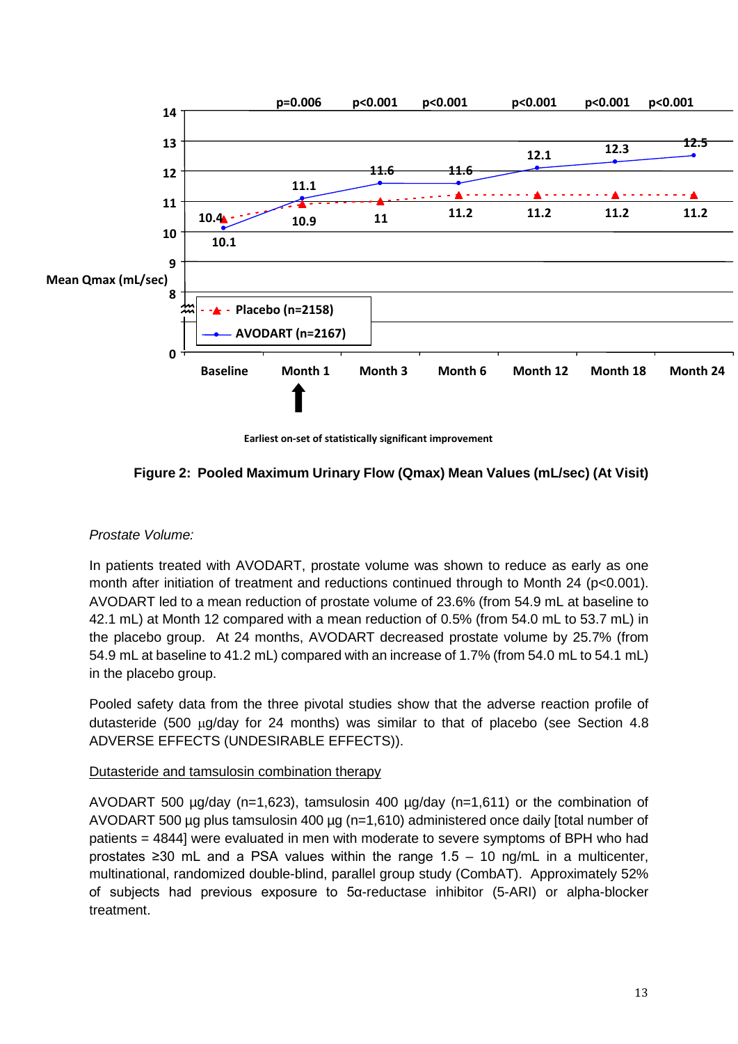| | Baseline | Month 1 | Month 3 | Month 6 | Month 12 | Month 18 | Month 24 |
|---|---|---|---|---|---|---|---|
| p-value | | p=0.006 | p<0.001 | p<0.001 | p<0.001 | p<0.001 | p<0.001 |
| Placebo (n=2158) | 10.4 | 10.9 | 11 | 11.2 | 11.2 | 11.2 | 11.2 |
| AVODART (n=2167) | 10.1 | 11.1 | 11.6 | 11.6 | 12.1 | 12.3 | 12.5 |

Mean Qmax (mL/sec)

Earliest on-set of statistically significant improvement (Month 1)

**Figure 2: Pooled Maximum Urinary Flow (Qmax) Mean Values (mL/sec) (At Visit)**

*Prostate Volume:*

In patients treated with AVODART, prostate volume was shown to reduce as early as one month after initiation of treatment and reductions continued through to Month 24 ($p<0.001$). AVODART led to a mean reduction of prostate volume of 23.6% (from 54.9 mL at baseline to 42.1 mL) at Month 12 compared with a mean reduction of 0.5% (from 54.0 mL to 53.7 mL) in the placebo group. At 24 months, AVODART decreased prostate volume by 25.7% (from 54.9 mL at baseline to 41.2 mL) compared with an increase of 1.7% (from 54.0 mL to 54.1 mL) in the placebo group.

Pooled safety data from the three pivotal studies show that the adverse reaction profile of dutasteride (500 µg/day for 24 months) was similar to that of placebo (see Section 4.8 ADVERSE EFFECTS (UNDESIRABLE EFFECTS)).

Dutasteride and tamsulosin combination therapy

AVODART 500 µg/day (n=1,623), tamsulosin 400 µg/day (n=1,611) or the combination of AVODART 500 µg plus tamsulosin 400 µg (n=1,610) administered once daily [total number of patients = 4844] were evaluated in men with moderate to severe symptoms of BPH who had prostates ≥30 mL and a PSA values within the range 1.5 – 10 ng/mL in a multicenter, multinational, randomized double-blind, parallel group study (CombAT). Approximately 52% of subjects had previous exposure to 5α-reductase inhibitor (5-ARI) or alpha-blocker treatment.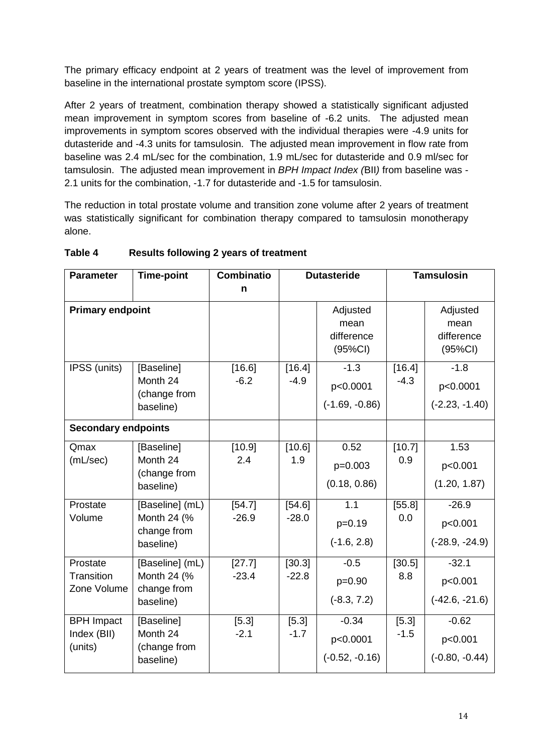The primary efficacy endpoint at 2 years of treatment was the level of improvement from baseline in the international prostate symptom score (IPSS).

After 2 years of treatment, combination therapy showed a statistically significant adjusted mean improvement in symptom scores from baseline of -6.2 units. The adjusted mean improvements in symptom scores observed with the individual therapies were -4.9 units for dutasteride and -4.3 units for tamsulosin. The adjusted mean improvement in flow rate from baseline was 2.4 mL/sec for the combination, 1.9 mL/sec for dutasteride and 0.9 ml/sec for tamsulosin. The adjusted mean improvement in *BPH Impact Index (*BII*)* from baseline was -2.1 units for the combination, -1.7 for dutasteride and -1.5 for tamsulosin.

The reduction in total prostate volume and transition zone volume after 2 years of treatment was statistically significant for combination therapy compared to tamsulosin monotherapy alone.

**Table 4 Results following 2 years of treatment**

| Parameter | Time-point | Combination | Dutasteride | | Tamsulosin | |
|---|---|---|---|---|---|---|
| **Primary endpoint** | | | | Adjusted mean difference (95%CI) | | Adjusted mean difference (95%CI) |
| IPSS (units) | [Baseline] Month 24 (change from baseline) | [16.6] -6.2 | [16.4] -4.9 | -1.3 p<0.0001 (-1.69, -0.86) | [16.4] -4.3 | -1.8 p<0.0001 (-2.23, -1.40) |
| **Secondary endpoints** | | | | | | |
| Qmax (mL/sec) | [Baseline] Month 24 (change from baseline) | [10.9] 2.4 | [10.6] 1.9 | 0.52 p=0.003 (0.18, 0.86) | [10.7] 0.9 | 1.53 p<0.001 (1.20, 1.87) |
| Prostate Volume | [Baseline] (mL) Month 24 (% change from baseline) | [54.7] -26.9 | [54.6] -28.0 | 1.1 p=0.19 (-1.6, 2.8) | [55.8] 0.0 | -26.9 p<0.001 (-28.9, -24.9) |
| Prostate Transition Zone Volume | [Baseline] (mL) Month 24 (% change from baseline) | [27.7] -23.4 | [30.3] -22.8 | -0.5 p=0.90 (-8.3, 7.2) | [30.5] 8.8 | -32.1 p<0.001 (-42.6, -21.6) |
| BPH Impact Index (BII) (units) | [Baseline] Month 24 (change from baseline) | [5.3] -2.1 | [5.3] -1.7 | -0.34 p<0.0001 (-0.52, -0.16) | [5.3] -1.5 | -0.62 p<0.001 (-0.80, -0.44) |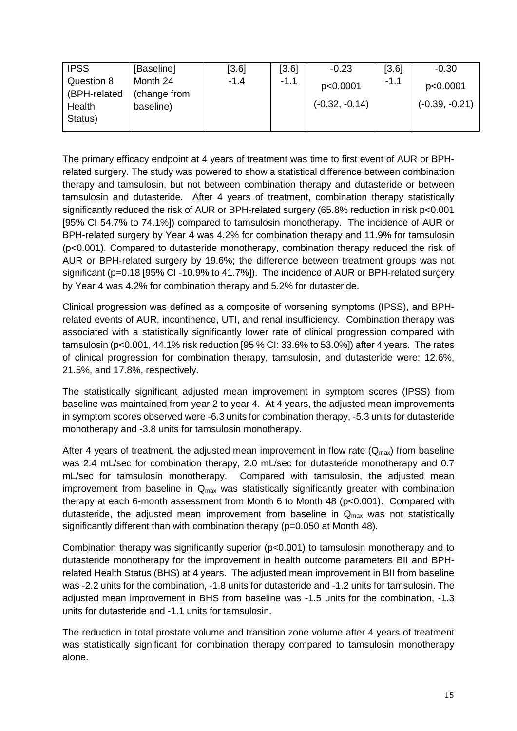| IPSS Question 8 (BPH-related Health Status) | [Baseline] Month 24 (change from baseline) | [3.6] -1.4 | [3.6] -1.1 | -0.23 p<0.0001 (-0.32, -0.14) | [3.6] -1.1 | -0.30 p<0.0001 (-0.39, -0.21) |
|---|---|---|---|---|---|---|

The primary efficacy endpoint at 4 years of treatment was time to first event of AUR or BPH-related surgery. The study was powered to show a statistical difference between combination therapy and tamsulosin, but not between combination therapy and dutasteride or between tamsulosin and dutasteride. After 4 years of treatment, combination therapy statistically significantly reduced the risk of AUR or BPH-related surgery (65.8% reduction in risk p<0.001 [95% CI 54.7% to 74.1%]) compared to tamsulosin monotherapy. The incidence of AUR or BPH-related surgery by Year 4 was 4.2% for combination therapy and 11.9% for tamsulosin (p<0.001). Compared to dutasteride monotherapy, combination therapy reduced the risk of AUR or BPH-related surgery by 19.6%; the difference between treatment groups was not significant (p=0.18 [95% CI -10.9% to 41.7%]). The incidence of AUR or BPH-related surgery by Year 4 was 4.2% for combination therapy and 5.2% for dutasteride.

Clinical progression was defined as a composite of worsening symptoms (IPSS), and BPH-related events of AUR, incontinence, UTI, and renal insufficiency. Combination therapy was associated with a statistically significantly lower rate of clinical progression compared with tamsulosin (p<0.001, 44.1% risk reduction [95 % CI: 33.6% to 53.0%]) after 4 years. The rates of clinical progression for combination therapy, tamsulosin, and dutasteride were: 12.6%, 21.5%, and 17.8%, respectively.

The statistically significant adjusted mean improvement in symptom scores (IPSS) from baseline was maintained from year 2 to year 4. At 4 years, the adjusted mean improvements in symptom scores observed were -6.3 units for combination therapy, -5.3 units for dutasteride monotherapy and -3.8 units for tamsulosin monotherapy.

After 4 years of treatment, the adjusted mean improvement in flow rate ($Q_{max}$) from baseline was 2.4 mL/sec for combination therapy, 2.0 mL/sec for dutasteride monotherapy and 0.7 mL/sec for tamsulosin monotherapy. Compared with tamsulosin, the adjusted mean improvement from baseline in $Q_{max}$ was statistically significantly greater with combination therapy at each 6-month assessment from Month 6 to Month 48 (p<0.001). Compared with dutasteride, the adjusted mean improvement from baseline in $Q_{max}$ was not statistically significantly different than with combination therapy (p=0.050 at Month 48).

Combination therapy was significantly superior (p<0.001) to tamsulosin monotherapy and to dutasteride monotherapy for the improvement in health outcome parameters BII and BPH-related Health Status (BHS) at 4 years. The adjusted mean improvement in BII from baseline was -2.2 units for the combination, -1.8 units for dutasteride and -1.2 units for tamsulosin. The adjusted mean improvement in BHS from baseline was -1.5 units for the combination, -1.3 units for dutasteride and -1.1 units for tamsulosin.

The reduction in total prostate volume and transition zone volume after 4 years of treatment was statistically significant for combination therapy compared to tamsulosin monotherapy alone.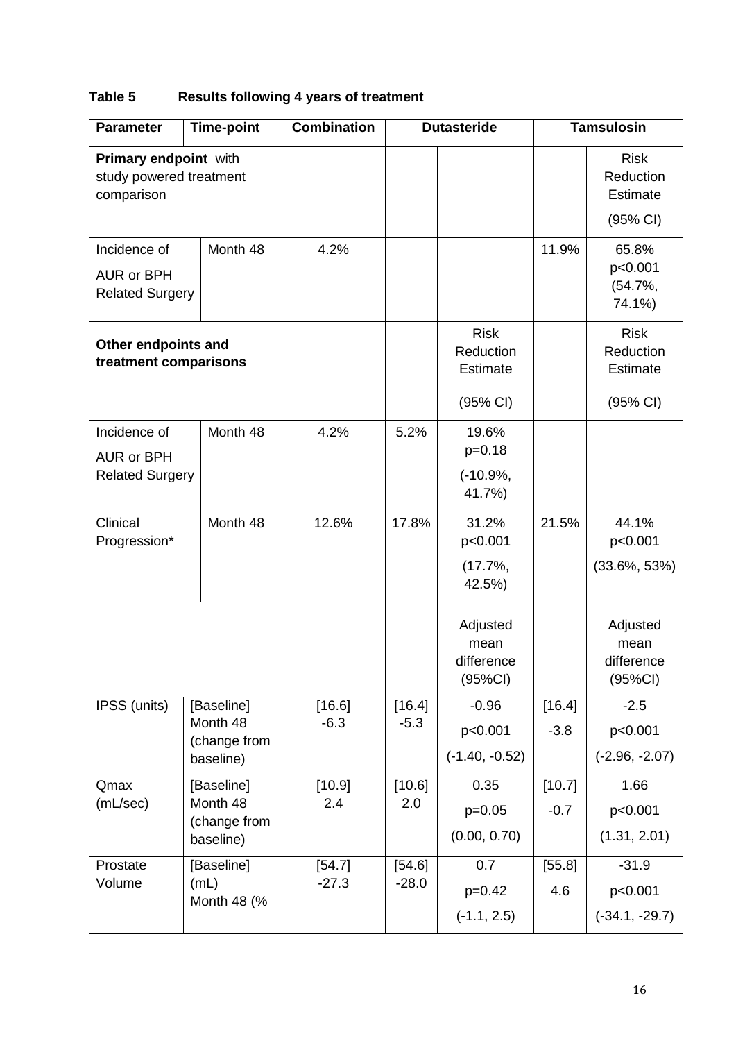**Table 5 Results following 4 years of treatment**

| Parameter | Time-point | Combination | Dutasteride | | Tamsulosin | |
|---|---|---|---|---|---|---|
| **Primary endpoint** with study powered treatment comparison | | | | | | Risk Reduction Estimate (95% CI) |
| Incidence of AUR or BPH Related Surgery | Month 48 | 4.2% | | | 11.9% | 65.8% p<0.001 (54.7%, 74.1%) |
| **Other endpoints and treatment comparisons** | | | | Risk Reduction Estimate (95% CI) | | Risk Reduction Estimate (95% CI) |
| Incidence of AUR or BPH Related Surgery | Month 48 | 4.2% | 5.2% | 19.6% p=0.18 (-10.9%, 41.7%) | | |
| Clinical Progression* | Month 48 | 12.6% | 17.8% | 31.2% p<0.001 (17.7%, 42.5%) | 21.5% | 44.1% p<0.001 (33.6%, 53%) |
| | | | | Adjusted mean difference (95%CI) | | Adjusted mean difference (95%CI) |
| IPSS (units) | [Baseline] Month 48 (change from baseline) | [16.6] -6.3 | [16.4] -5.3 | -0.96 p<0.001 (-1.40, -0.52) | [16.4] -3.8 | -2.5 p<0.001 (-2.96, -2.07) |
| Qmax (mL/sec) | [Baseline] Month 48 (change from baseline) | [10.9] 2.4 | [10.6] 2.0 | 0.35 p=0.05 (0.00, 0.70) | [10.7] -0.7 | 1.66 p<0.001 (1.31, 2.01) |
| Prostate Volume | [Baseline] (mL) Month 48 (% | [54.7] -27.3 | [54.6] -28.0 | 0.7 p=0.42 (-1.1, 2.5) | [55.8] 4.6 | -31.9 p<0.001 (-34.1, -29.7) |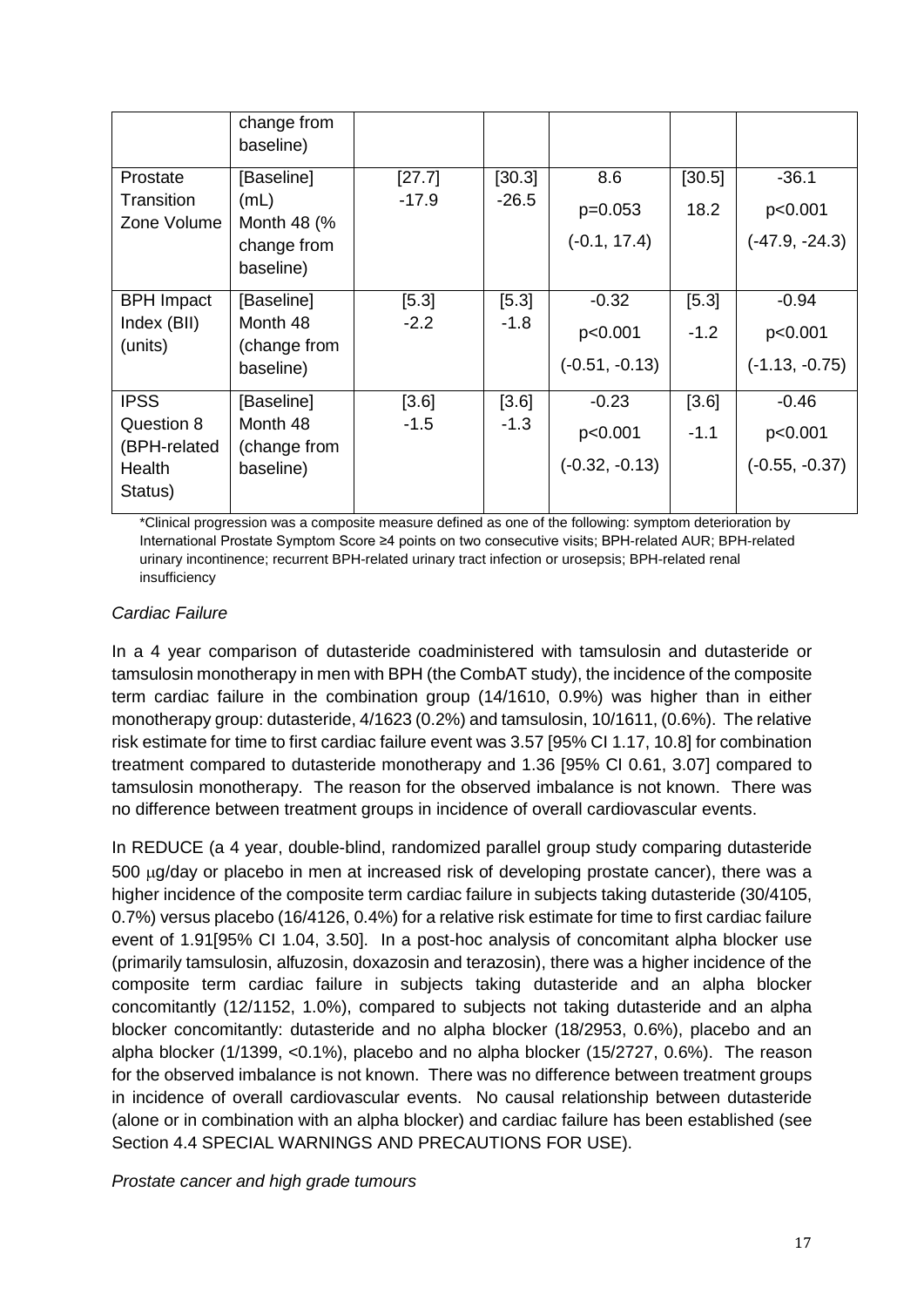|  | change from baseline) |  |  |  |  |  |
|---|---|---|---|---|---|---|
| Prostate Transition Zone Volume | [Baseline] (mL) Month 48 (% change from baseline) | [27.7] -17.9 | [30.3] -26.5 | 8.6 p=0.053 (-0.1, 17.4) | [30.5] 18.2 | -36.1 p<0.001 (-47.9, -24.3) |
| BPH Impact Index (BII) (units) | [Baseline] Month 48 (change from baseline) | [5.3] -2.2 | [5.3] -1.8 | -0.32 p<0.001 (-0.51, -0.13) | [5.3] -1.2 | -0.94 p<0.001 (-1.13, -0.75) |
| IPSS Question 8 (BPH-related Health Status) | [Baseline] Month 48 (change from baseline) | [3.6] -1.5 | [3.6] -1.3 | -0.23 p<0.001 (-0.32, -0.13) | [3.6] -1.1 | -0.46 p<0.001 (-0.55, -0.37) |

*Clinical progression was a composite measure defined as one of the following: symptom deterioration by International Prostate Symptom Score ≥4 points on two consecutive visits; BPH-related AUR; BPH-related urinary incontinence; recurrent BPH-related urinary tract infection or urosepsis; BPH-related renal insufficiency

*Cardiac Failure*

In a 4 year comparison of dutasteride coadministered with tamsulosin and dutasteride or tamsulosin monotherapy in men with BPH (the CombAT study), the incidence of the composite term cardiac failure in the combination group (14/1610, 0.9%) was higher than in either monotherapy group: dutasteride, 4/1623 (0.2%) and tamsulosin, 10/1611, (0.6%). The relative risk estimate for time to first cardiac failure event was 3.57 [95% CI 1.17, 10.8] for combination treatment compared to dutasteride monotherapy and 1.36 [95% CI 0.61, 3.07] compared to tamsulosin monotherapy. The reason for the observed imbalance is not known. There was no difference between treatment groups in incidence of overall cardiovascular events.

In REDUCE (a 4 year, double-blind, randomized parallel group study comparing dutasteride 500 μg/day or placebo in men at increased risk of developing prostate cancer), there was a higher incidence of the composite term cardiac failure in subjects taking dutasteride (30/4105, 0.7%) versus placebo (16/4126, 0.4%) for a relative risk estimate for time to first cardiac failure event of 1.91[95% CI 1.04, 3.50]. In a post-hoc analysis of concomitant alpha blocker use (primarily tamsulosin, alfuzosin, doxazosin and terazosin), there was a higher incidence of the composite term cardiac failure in subjects taking dutasteride and an alpha blocker concomitantly (12/1152, 1.0%), compared to subjects not taking dutasteride and an alpha blocker concomitantly: dutasteride and no alpha blocker (18/2953, 0.6%), placebo and an alpha blocker (1/1399, <0.1%), placebo and no alpha blocker (15/2727, 0.6%). The reason for the observed imbalance is not known. There was no difference between treatment groups in incidence of overall cardiovascular events. No causal relationship between dutasteride (alone or in combination with an alpha blocker) and cardiac failure has been established (see Section 4.4 SPECIAL WARNINGS AND PRECAUTIONS FOR USE).

*Prostate cancer and high grade tumours*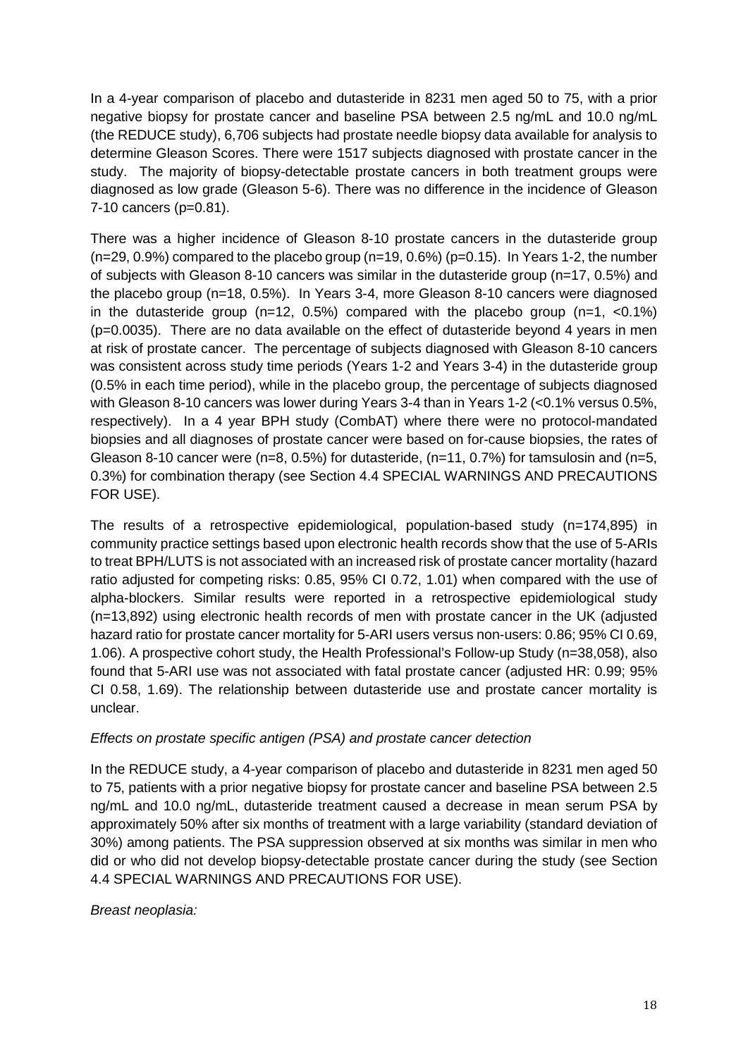In a 4-year comparison of placebo and dutasteride in 8231 men aged 50 to 75, with a prior negative biopsy for prostate cancer and baseline PSA between 2.5 ng/mL and 10.0 ng/mL (the REDUCE study), 6,706 subjects had prostate needle biopsy data available for analysis to determine Gleason Scores. There were 1517 subjects diagnosed with prostate cancer in the study. The majority of biopsy-detectable prostate cancers in both treatment groups were diagnosed as low grade (Gleason 5-6). There was no difference in the incidence of Gleason 7-10 cancers (p=0.81).

There was a higher incidence of Gleason 8-10 prostate cancers in the dutasteride group (n=29, 0.9%) compared to the placebo group (n=19, 0.6%) (p=0.15). In Years 1-2, the number of subjects with Gleason 8-10 cancers was similar in the dutasteride group (n=17, 0.5%) and the placebo group (n=18, 0.5%). In Years 3-4, more Gleason 8-10 cancers were diagnosed in the dutasteride group (n=12, 0.5%) compared with the placebo group (n=1, <0.1%) (p=0.0035). There are no data available on the effect of dutasteride beyond 4 years in men at risk of prostate cancer. The percentage of subjects diagnosed with Gleason 8-10 cancers was consistent across study time periods (Years 1-2 and Years 3-4) in the dutasteride group (0.5% in each time period), while in the placebo group, the percentage of subjects diagnosed with Gleason 8-10 cancers was lower during Years 3-4 than in Years 1-2 (<0.1% versus 0.5%, respectively). In a 4 year BPH study (CombAT) where there were no protocol-mandated biopsies and all diagnoses of prostate cancer were based on for-cause biopsies, the rates of Gleason 8-10 cancer were (n=8, 0.5%) for dutasteride, (n=11, 0.7%) for tamsulosin and (n=5, 0.3%) for combination therapy (see Section 4.4 SPECIAL WARNINGS AND PRECAUTIONS FOR USE).

The results of a retrospective epidemiological, population-based study (n=174,895) in community practice settings based upon electronic health records show that the use of 5-ARIs to treat BPH/LUTS is not associated with an increased risk of prostate cancer mortality (hazard ratio adjusted for competing risks: 0.85, 95% CI 0.72, 1.01) when compared with the use of alpha-blockers. Similar results were reported in a retrospective epidemiological study (n=13,892) using electronic health records of men with prostate cancer in the UK (adjusted hazard ratio for prostate cancer mortality for 5-ARI users versus non-users: 0.86; 95% CI 0.69, 1.06). A prospective cohort study, the Health Professional's Follow-up Study (n=38,058), also found that 5-ARI use was not associated with fatal prostate cancer (adjusted HR: 0.99; 95% CI 0.58, 1.69). The relationship between dutasteride use and prostate cancer mortality is unclear.

*Effects on prostate specific antigen (PSA) and prostate cancer detection*

In the REDUCE study, a 4-year comparison of placebo and dutasteride in 8231 men aged 50 to 75, patients with a prior negative biopsy for prostate cancer and baseline PSA between 2.5 ng/mL and 10.0 ng/mL, dutasteride treatment caused a decrease in mean serum PSA by approximately 50% after six months of treatment with a large variability (standard deviation of 30%) among patients. The PSA suppression observed at six months was similar in men who did or who did not develop biopsy-detectable prostate cancer during the study (see Section 4.4 SPECIAL WARNINGS AND PRECAUTIONS FOR USE).

*Breast neoplasia:*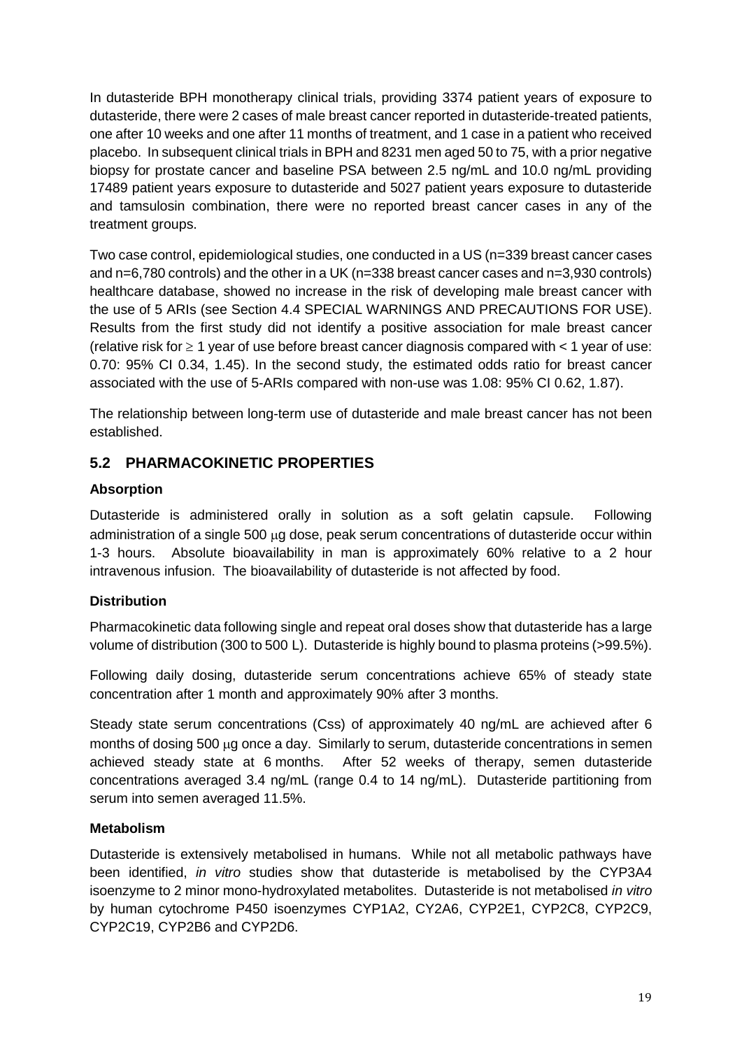In dutasteride BPH monotherapy clinical trials, providing 3374 patient years of exposure to dutasteride, there were 2 cases of male breast cancer reported in dutasteride-treated patients, one after 10 weeks and one after 11 months of treatment, and 1 case in a patient who received placebo. In subsequent clinical trials in BPH and 8231 men aged 50 to 75, with a prior negative biopsy for prostate cancer and baseline PSA between 2.5 ng/mL and 10.0 ng/mL providing 17489 patient years exposure to dutasteride and 5027 patient years exposure to dutasteride and tamsulosin combination, there were no reported breast cancer cases in any of the treatment groups.

Two case control, epidemiological studies, one conducted in a US (n=339 breast cancer cases and n=6,780 controls) and the other in a UK (n=338 breast cancer cases and n=3,930 controls) healthcare database, showed no increase in the risk of developing male breast cancer with the use of 5 ARIs (see Section 4.4 SPECIAL WARNINGS AND PRECAUTIONS FOR USE). Results from the first study did not identify a positive association for male breast cancer (relative risk for $\geq$ 1 year of use before breast cancer diagnosis compared with < 1 year of use: 0.70: 95% CI 0.34, 1.45). In the second study, the estimated odds ratio for breast cancer associated with the use of 5-ARIs compared with non-use was 1.08: 95% CI 0.62, 1.87).

The relationship between long-term use of dutasteride and male breast cancer has not been established.

## 5.2 PHARMACOKINETIC PROPERTIES

### Absorption

Dutasteride is administered orally in solution as a soft gelatin capsule. Following administration of a single 500 μg dose, peak serum concentrations of dutasteride occur within 1-3 hours. Absolute bioavailability in man is approximately 60% relative to a 2 hour intravenous infusion. The bioavailability of dutasteride is not affected by food.

### Distribution

Pharmacokinetic data following single and repeat oral doses show that dutasteride has a large volume of distribution (300 to 500 L). Dutasteride is highly bound to plasma proteins (>99.5%).

Following daily dosing, dutasteride serum concentrations achieve 65% of steady state concentration after 1 month and approximately 90% after 3 months.

Steady state serum concentrations (Css) of approximately 40 ng/mL are achieved after 6 months of dosing 500 μg once a day. Similarly to serum, dutasteride concentrations in semen achieved steady state at 6 months. After 52 weeks of therapy, semen dutasteride concentrations averaged 3.4 ng/mL (range 0.4 to 14 ng/mL). Dutasteride partitioning from serum into semen averaged 11.5%.

### Metabolism

Dutasteride is extensively metabolised in humans. While not all metabolic pathways have been identified, *in vitro* studies show that dutasteride is metabolised by the CYP3A4 isoenzyme to 2 minor mono-hydroxylated metabolites. Dutasteride is not metabolised *in vitro* by human cytochrome P450 isoenzymes CYP1A2, CY2A6, CYP2E1, CYP2C8, CYP2C9, CYP2C19, CYP2B6 and CYP2D6.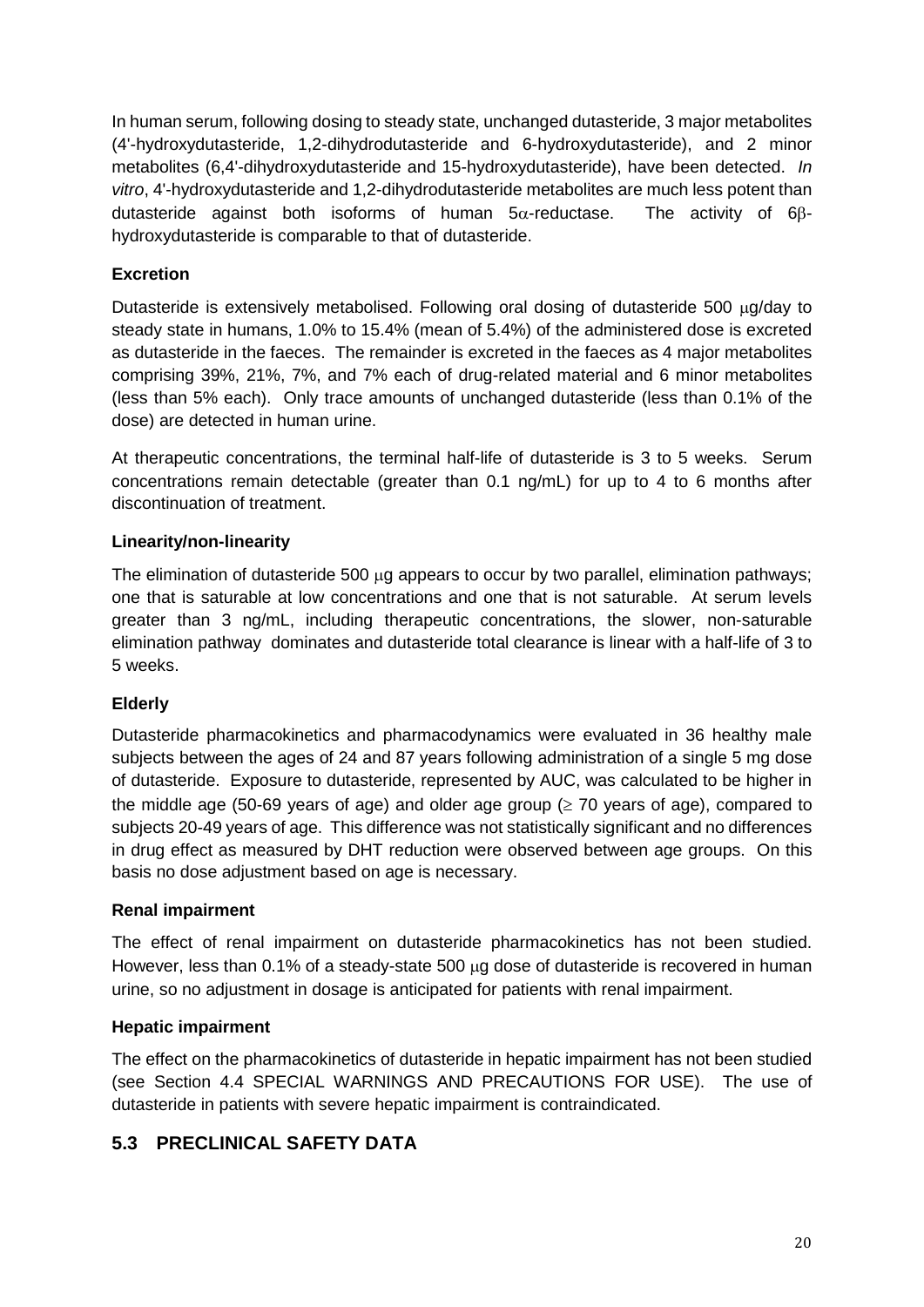In human serum, following dosing to steady state, unchanged dutasteride, 3 major metabolites (4'-hydroxydutasteride, 1,2-dihydrodutasteride and 6-hydroxydutasteride), and 2 minor metabolites (6,4'-dihydroxydutasteride and 15-hydroxydutasteride), have been detected. *In vitro*, 4'-hydroxydutasteride and 1,2-dihydrodutasteride metabolites are much less potent than dutasteride against both isoforms of human 5α-reductase. The activity of 6β-hydroxydutasteride is comparable to that of dutasteride.

**Excretion**

Dutasteride is extensively metabolised. Following oral dosing of dutasteride 500 μg/day to steady state in humans, 1.0% to 15.4% (mean of 5.4%) of the administered dose is excreted as dutasteride in the faeces. The remainder is excreted in the faeces as 4 major metabolites comprising 39%, 21%, 7%, and 7% each of drug-related material and 6 minor metabolites (less than 5% each). Only trace amounts of unchanged dutasteride (less than 0.1% of the dose) are detected in human urine.

At therapeutic concentrations, the terminal half-life of dutasteride is 3 to 5 weeks. Serum concentrations remain detectable (greater than 0.1 ng/mL) for up to 4 to 6 months after discontinuation of treatment.

**Linearity/non-linearity**

The elimination of dutasteride 500 μg appears to occur by two parallel, elimination pathways; one that is saturable at low concentrations and one that is not saturable. At serum levels greater than 3 ng/mL, including therapeutic concentrations, the slower, non-saturable elimination pathway dominates and dutasteride total clearance is linear with a half-life of 3 to 5 weeks.

**Elderly**

Dutasteride pharmacokinetics and pharmacodynamics were evaluated in 36 healthy male subjects between the ages of 24 and 87 years following administration of a single 5 mg dose of dutasteride. Exposure to dutasteride, represented by AUC, was calculated to be higher in the middle age (50-69 years of age) and older age group (≥ 70 years of age), compared to subjects 20-49 years of age. This difference was not statistically significant and no differences in drug effect as measured by DHT reduction were observed between age groups. On this basis no dose adjustment based on age is necessary.

**Renal impairment**

The effect of renal impairment on dutasteride pharmacokinetics has not been studied. However, less than 0.1% of a steady-state 500 μg dose of dutasteride is recovered in human urine, so no adjustment in dosage is anticipated for patients with renal impairment.

**Hepatic impairment**

The effect on the pharmacokinetics of dutasteride in hepatic impairment has not been studied (see Section 4.4 SPECIAL WARNINGS AND PRECAUTIONS FOR USE). The use of dutasteride in patients with severe hepatic impairment is contraindicated.

## 5.3 PRECLINICAL SAFETY DATA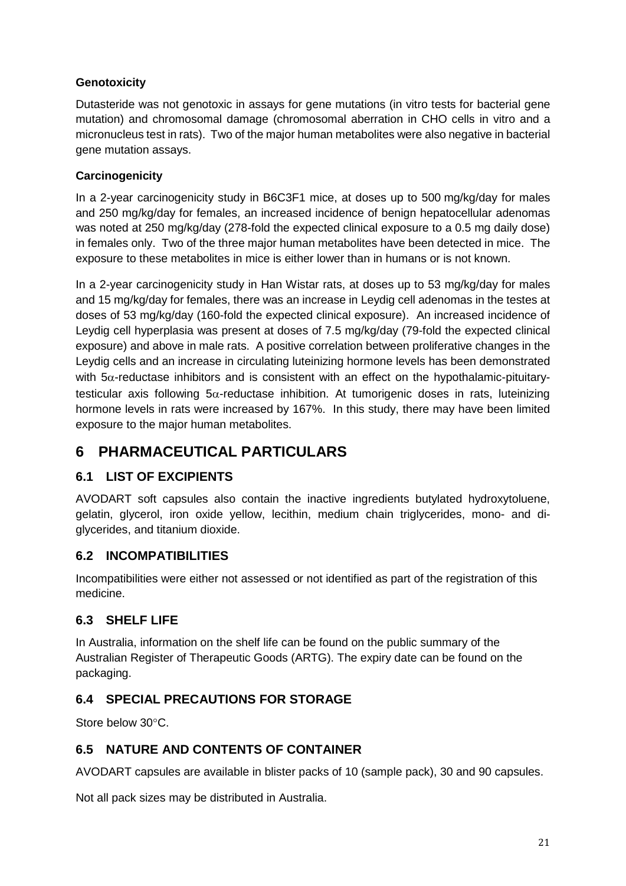### Genotoxicity

Dutasteride was not genotoxic in assays for gene mutations (in vitro tests for bacterial gene mutation) and chromosomal damage (chromosomal aberration in CHO cells in vitro and a micronucleus test in rats). Two of the major human metabolites were also negative in bacterial gene mutation assays.

### Carcinogenicity

In a 2-year carcinogenicity study in B6C3F1 mice, at doses up to 500 mg/kg/day for males and 250 mg/kg/day for females, an increased incidence of benign hepatocellular adenomas was noted at 250 mg/kg/day (278-fold the expected clinical exposure to a 0.5 mg daily dose) in females only. Two of the three major human metabolites have been detected in mice. The exposure to these metabolites in mice is either lower than in humans or is not known.

In a 2-year carcinogenicity study in Han Wistar rats, at doses up to 53 mg/kg/day for males and 15 mg/kg/day for females, there was an increase in Leydig cell adenomas in the testes at doses of 53 mg/kg/day (160-fold the expected clinical exposure). An increased incidence of Leydig cell hyperplasia was present at doses of 7.5 mg/kg/day (79-fold the expected clinical exposure) and above in male rats. A positive correlation between proliferative changes in the Leydig cells and an increase in circulating luteinizing hormone levels has been demonstrated with 5α-reductase inhibitors and is consistent with an effect on the hypothalamic-pituitary-testicular axis following 5α-reductase inhibition. At tumorigenic doses in rats, luteinizing hormone levels in rats were increased by 167%. In this study, there may have been limited exposure to the major human metabolites.

# 6 PHARMACEUTICAL PARTICULARS

## 6.1 LIST OF EXCIPIENTS

AVODART soft capsules also contain the inactive ingredients butylated hydroxytoluene, gelatin, glycerol, iron oxide yellow, lecithin, medium chain triglycerides, mono- and di-glycerides, and titanium dioxide.

## 6.2 INCOMPATIBILITIES

Incompatibilities were either not assessed or not identified as part of the registration of this medicine.

## 6.3 SHELF LIFE

In Australia, information on the shelf life can be found on the public summary of the Australian Register of Therapeutic Goods (ARTG). The expiry date can be found on the packaging.

## 6.4 SPECIAL PRECAUTIONS FOR STORAGE

Store below 30°C.

## 6.5 NATURE AND CONTENTS OF CONTAINER

AVODART capsules are available in blister packs of 10 (sample pack), 30 and 90 capsules.

Not all pack sizes may be distributed in Australia.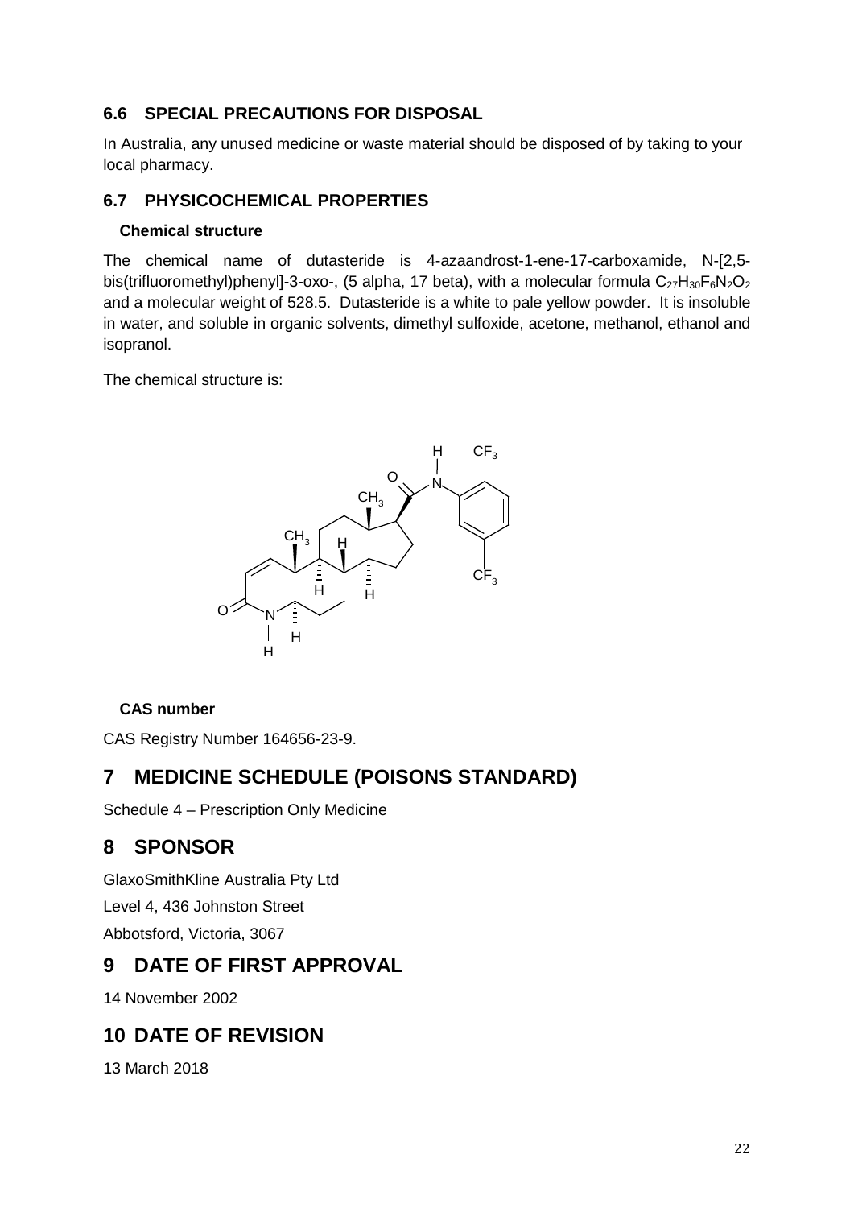## 6.6 SPECIAL PRECAUTIONS FOR DISPOSAL

In Australia, any unused medicine or waste material should be disposed of by taking to your local pharmacy.

## 6.7 PHYSICOCHEMICAL PROPERTIES

### Chemical structure

The chemical name of dutasteride is 4-azaandrost-1-ene-17-carboxamide, N-[2,5-bis(trifluoromethyl)phenyl]-3-oxo-, (5 alpha, 17 beta), with a molecular formula $C_{27}H_{30}F_6N_2O_2$ and a molecular weight of 528.5. Dutasteride is a white to pale yellow powder. It is insoluble in water, and soluble in organic solvents, dimethyl sulfoxide, acetone, methanol, ethanol and isopranol.

The chemical structure is:

### CAS number

CAS Registry Number 164656-23-9.

# 7 MEDICINE SCHEDULE (POISONS STANDARD)

Schedule 4 – Prescription Only Medicine

# 8 SPONSOR

GlaxoSmithKline Australia Pty Ltd

Level 4, 436 Johnston Street

Abbotsford, Victoria, 3067

# 9 DATE OF FIRST APPROVAL

14 November 2002

# 10 DATE OF REVISION

13 March 2018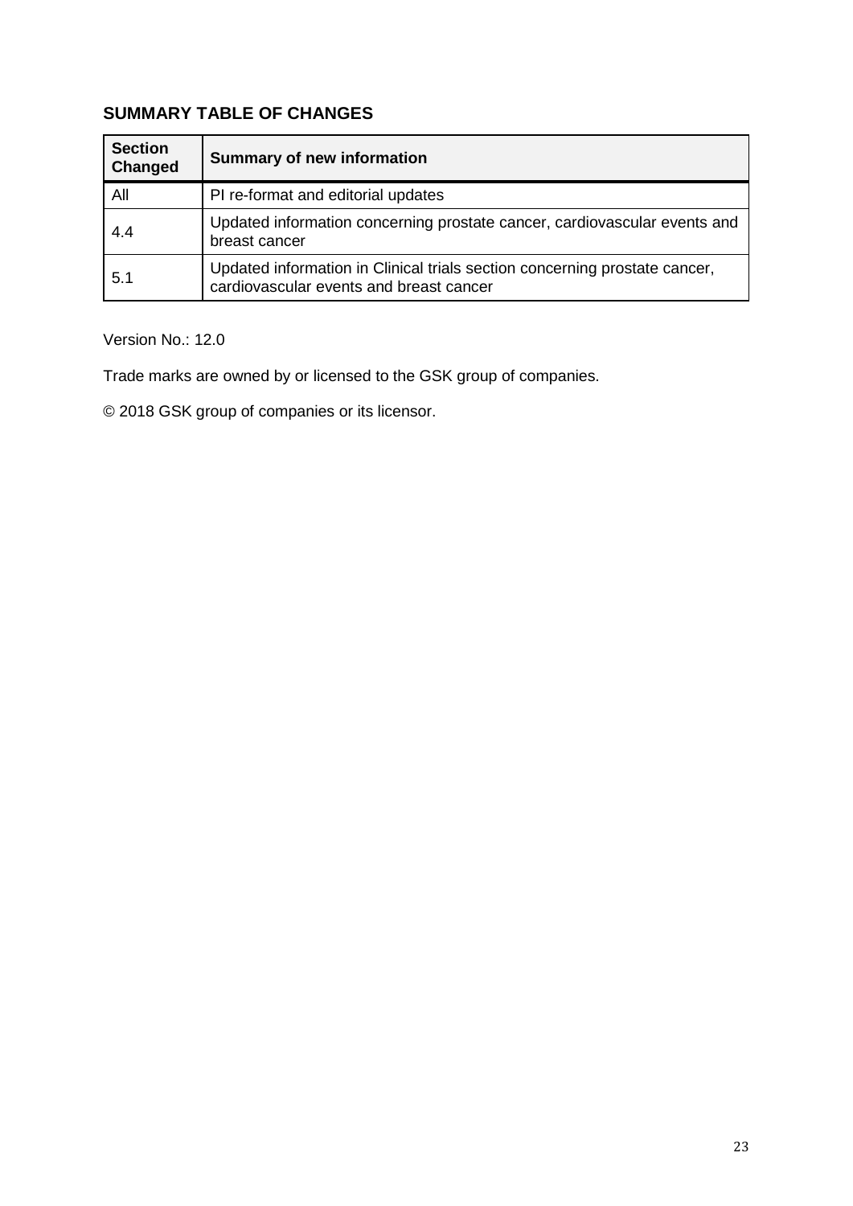## SUMMARY TABLE OF CHANGES

| Section Changed | Summary of new information |
|---|---|
| All | PI re-format and editorial updates |
| 4.4 | Updated information concerning prostate cancer, cardiovascular events and breast cancer |
| 5.1 | Updated information in Clinical trials section concerning prostate cancer, cardiovascular events and breast cancer |

Version No.: 12.0

Trade marks are owned by or licensed to the GSK group of companies.

© 2018 GSK group of companies or its licensor.